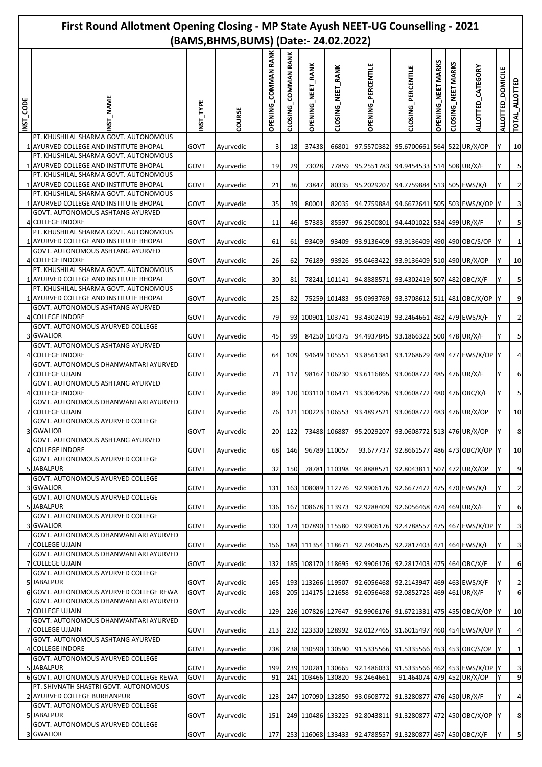# First Round Allotment Opening Closing - MP State Ayush NEET-UG Counselling - 2021 (BAMS,BHMS,BUMS) (Date:- 24.02.2022)

| INST_CODE | INST_NAME | INST_TYPE | COURSE | OPENING_COMMAN RANK | CLOSING_COMMAN RANK | OPENING_NEET_RANK | CLOSING_NEET_RANK | OPENING_PERCENTILE | CLOSING_PERCENTILE | OPENING_NEET MARKS | CLOSING_NEET MARKS | ALLOTTED_CATEGORY | ALLOTTED_DOMICILE | TOTAL_ALLOTTED |
|---|---|---|---|---|---|---|---|---|---|---|---|---|---|---|
| 1 | PT. KHUSHILAL SHARMA GOVT. AUTONOMOUS AYURVED COLLEGE AND INSTITUTE BHOPAL | GOVT | Ayurvedic | 3 | 18 | 37438 | 66801 | 97.5570382 | 95.6700661 | 564 | 522 | UR/X/OP | Y | 10 |
| 1 | PT. KHUSHILAL SHARMA GOVT. AUTONOMOUS AYURVED COLLEGE AND INSTITUTE BHOPAL | GOVT | Ayurvedic | 19 | 29 | 73028 | 77859 | 95.2551783 | 94.9454533 | 514 | 508 | UR/X/F | Y | 5 |
| 1 | PT. KHUSHILAL SHARMA GOVT. AUTONOMOUS AYURVED COLLEGE AND INSTITUTE BHOPAL | GOVT | Ayurvedic | 21 | 36 | 73847 | 80335 | 95.2029207 | 94.7759884 | 513 | 505 | EWS/X/F | Y | 2 |
| 1 | PT. KHUSHILAL SHARMA GOVT. AUTONOMOUS AYURVED COLLEGE AND INSTITUTE BHOPAL | GOVT | Ayurvedic | 35 | 39 | 80001 | 82035 | 94.7759884 | 94.6672641 | 505 | 503 | EWS/X/OP | Y | 3 |
| 4 | GOVT. AUTONOMOUS ASHTANG AYURVED COLLEGE INDORE | GOVT | Ayurvedic | 11 | 46 | 57383 | 85597 | 96.2500801 | 94.4401022 | 534 | 499 | UR/X/F | Y | 5 |
| 1 | PT. KHUSHILAL SHARMA GOVT. AUTONOMOUS AYURVED COLLEGE AND INSTITUTE BHOPAL | GOVT | Ayurvedic | 61 | 61 | 93409 | 93409 | 93.9136409 | 93.9136409 | 490 | 490 | OBC/S/OP | Y | 1 |
| 4 | GOVT. AUTONOMOUS ASHTANG AYURVED COLLEGE INDORE | GOVT | Ayurvedic | 26 | 62 | 76189 | 93926 | 95.0463422 | 93.9136409 | 510 | 490 | UR/X/OP | Y | 10 |
| 1 | PT. KHUSHILAL SHARMA GOVT. AUTONOMOUS AYURVED COLLEGE AND INSTITUTE BHOPAL | GOVT | Ayurvedic | 30 | 81 | 78241 | 101141 | 94.8888571 | 93.4302419 | 507 | 482 | OBC/X/F | Y | 5 |
| 1 | PT. KHUSHILAL SHARMA GOVT. AUTONOMOUS AYURVED COLLEGE AND INSTITUTE BHOPAL | GOVT | Ayurvedic | 25 | 82 | 75259 | 101483 | 95.0993769 | 93.3708612 | 511 | 481 | OBC/X/OP | Y | 9 |
| 4 | GOVT. AUTONOMOUS ASHTANG AYURVED COLLEGE INDORE | GOVT | Ayurvedic | 79 | 93 | 100901 | 103741 | 93.4302419 | 93.2464661 | 482 | 479 | EWS/X/F | Y | 2 |
| 3 | GOVT. AUTONOMOUS AYURVED COLLEGE GWALIOR | GOVT | Ayurvedic | 45 | 99 | 84250 | 104375 | 94.4937845 | 93.1866322 | 500 | 478 | UR/X/F | Y | 5 |
| 4 | GOVT. AUTONOMOUS ASHTANG AYURVED COLLEGE INDORE | GOVT | Ayurvedic | 64 | 109 | 94649 | 105551 | 93.8561381 | 93.1268629 | 489 | 477 | EWS/X/OP | Y | 4 |
| 7 | GOVT. AUTONOMOUS DHANWANTARI AYURVED COLLEGE UJJAIN | GOVT | Ayurvedic | 71 | 117 | 98167 | 106230 | 93.6116865 | 93.0608772 | 485 | 476 | UR/X/F | Y | 6 |
| 4 | GOVT. AUTONOMOUS ASHTANG AYURVED COLLEGE INDORE | GOVT | Ayurvedic | 89 | 120 | 103110 | 106471 | 93.3064296 | 93.0608772 | 480 | 476 | OBC/X/F | Y | 5 |
| 7 | GOVT. AUTONOMOUS DHANWANTARI AYURVED COLLEGE UJJAIN | GOVT | Ayurvedic | 76 | 121 | 100223 | 106553 | 93.4897521 | 93.0608772 | 483 | 476 | UR/X/OP | Y | 10 |
| 3 | GOVT. AUTONOMOUS AYURVED COLLEGE GWALIOR | GOVT | Ayurvedic | 20 | 122 | 73488 | 106887 | 95.2029207 | 93.0608772 | 513 | 476 | UR/X/OP | Y | 8 |
| 4 | GOVT. AUTONOMOUS ASHTANG AYURVED COLLEGE INDORE | GOVT | Ayurvedic | 68 | 146 | 96789 | 110057 | 93.677737 | 92.8661577 | 486 | 473 | OBC/X/OP | Y | 10 |
| 5 | GOVT. AUTONOMOUS AYURVED COLLEGE JABALPUR | GOVT | Ayurvedic | 32 | 150 | 78781 | 110398 | 94.8888571 | 92.8043811 | 507 | 472 | UR/X/OP | Y | 9 |
| 3 | GOVT. AUTONOMOUS AYURVED COLLEGE GWALIOR | GOVT | Ayurvedic | 131 | 163 | 108089 | 112776 | 92.9906176 | 92.6677472 | 475 | 470 | EWS/X/F | Y | 2 |
| 5 | GOVT. AUTONOMOUS AYURVED COLLEGE JABALPUR | GOVT | Ayurvedic | 136 | 167 | 108678 | 113973 | 92.9288409 | 92.6056468 | 474 | 469 | UR/X/F | Y | 6 |
| 3 | GOVT. AUTONOMOUS AYURVED COLLEGE GWALIOR | GOVT | Ayurvedic | 130 | 174 | 107890 | 115580 | 92.9906176 | 92.4788557 | 475 | 467 | EWS/X/OP | Y | 3 |
| 7 | GOVT. AUTONOMOUS DHANWANTARI AYURVED COLLEGE UJJAIN | GOVT | Ayurvedic | 156 | 184 | 111354 | 118671 | 92.7404675 | 92.2817403 | 471 | 464 | EWS/X/F | Y | 3 |
| 7 | GOVT. AUTONOMOUS DHANWANTARI AYURVED COLLEGE UJJAIN | GOVT | Ayurvedic | 132 | 185 | 108170 | 118695 | 92.9906176 | 92.2817403 | 475 | 464 | OBC/X/F | Y | 6 |
| 5 | GOVT. AUTONOMOUS AYURVED COLLEGE JABALPUR | GOVT | Ayurvedic | 165 | 193 | 113266 | 119507 | 92.6056468 | 92.2143947 | 469 | 463 | EWS/X/F | Y | 2 |
| 6 | GOVT. AUTONOMOUS AYURVED COLLEGE REWA | GOVT | Ayurvedic | 168 | 205 | 114175 | 121658 | 92.6056468 | 92.0852725 | 469 | 461 | UR/X/F | Y | 6 |
| 7 | GOVT. AUTONOMOUS DHANWANTARI AYURVED COLLEGE UJJAIN | GOVT | Ayurvedic | 129 | 226 | 107826 | 127647 | 92.9906176 | 91.6721331 | 475 | 455 | OBC/X/OP | Y | 10 |
| 7 | GOVT. AUTONOMOUS DHANWANTARI AYURVED COLLEGE UJJAIN | GOVT | Ayurvedic | 213 | 232 | 123330 | 128992 | 92.0127465 | 91.6015497 | 460 | 454 | EWS/X/OP | Y | 4 |
| 4 | GOVT. AUTONOMOUS ASHTANG AYURVED COLLEGE INDORE | GOVT | Ayurvedic | 238 | 238 | 130590 | 130590 | 91.5335566 | 91.5335566 | 453 | 453 | OBC/S/OP | Y | 1 |
| 5 | GOVT. AUTONOMOUS AYURVED COLLEGE JABALPUR | GOVT | Ayurvedic | 199 | 239 | 120281 | 130665 | 92.1486033 | 91.5335566 | 462 | 453 | EWS/X/OP | Y | 3 |
| 6 | GOVT. AUTONOMOUS AYURVED COLLEGE REWA | GOVT | Ayurvedic | 91 | 241 | 103466 | 130820 | 93.2464661 | 91.464074 | 479 | 452 | UR/X/OP | Y | 9 |
| 2 | PT. SHIVNATH SHASTRI GOVT. AUTONOMOUS AYURVED COLLEGE BURHANPUR | GOVT | Ayurvedic | 123 | 247 | 107090 | 132850 | 93.0608772 | 91.3280877 | 476 | 450 | UR/X/F | Y | 4 |
| 5 | GOVT. AUTONOMOUS AYURVED COLLEGE JABALPUR | GOVT | Ayurvedic | 151 | 249 | 110486 | 133225 | 92.8043811 | 91.3280877 | 472 | 450 | OBC/X/OP | Y | 8 |
| 3 | GOVT. AUTONOMOUS AYURVED COLLEGE GWALIOR | GOVT | Ayurvedic | 177 | 253 | 116068 | 133433 | 92.4788557 | 91.3280877 | 467 | 450 | OBC/X/F | Y | 5 |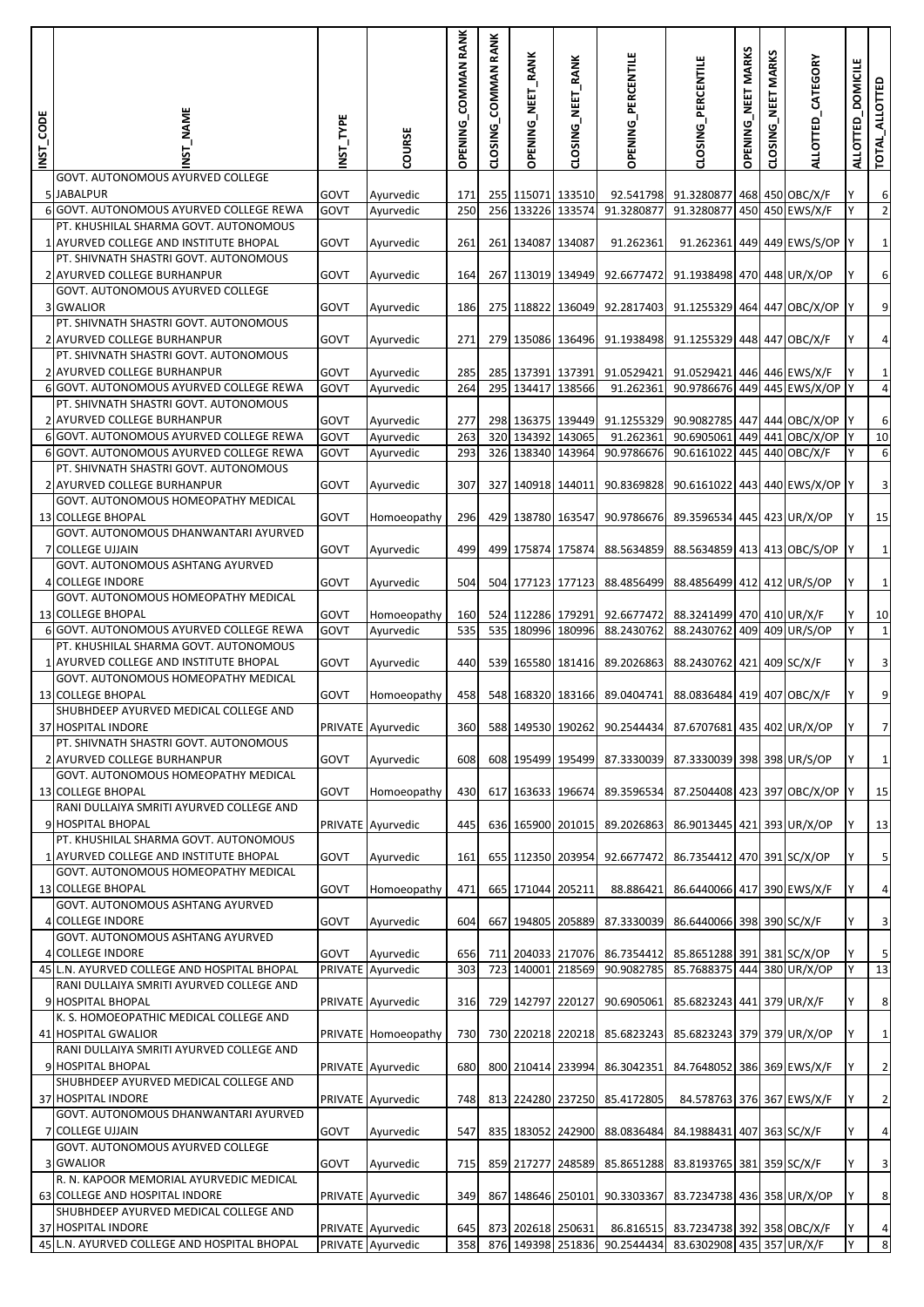| INST_CODE | INST_NAME | INST_TYPE | COURSE | OPENING_COMMAN RANK | CLOSING_COMMAN RANK | OPENING_NEET_RANK | CLOSING_NEET_RANK | OPENING_PERCENTILE | CLOSING_PERCENTILE | OPENING_NEET MARKS | CLOSING_NEET MARKS | ALLOTTED_CATEGORY | ALLOTTED_DOMICILE | TOTAL_ALLOTTED |
|---|---|---|---|---|---|---|---|---|---|---|---|---|---|---|
| 5 | GOVT. AUTONOMOUS AYURVED COLLEGE JABALPUR | GOVT | Ayurvedic | 171 | 255 | 115071 | 133510 | 92.541798 | 91.3280877 | 468 | 450 | OBC/X/F | Y | 6 |
| 6 | GOVT. AUTONOMOUS AYURVED COLLEGE REWA | GOVT | Ayurvedic | 250 | 256 | 133226 | 133574 | 91.3280877 | 91.3280877 | 450 | 450 | EWS/X/F | Y | 2 |
| 1 | PT. KHUSHILAL SHARMA GOVT. AUTONOMOUS AYURVED COLLEGE AND INSTITUTE BHOPAL | GOVT | Ayurvedic | 261 | 261 | 134087 | 134087 | 91.262361 | 91.262361 | 449 | 449 | EWS/S/OP | Y | 1 |
| 2 | PT. SHIVNATH SHASTRI GOVT. AUTONOMOUS AYURVED COLLEGE BURHANPUR | GOVT | Ayurvedic | 164 | 267 | 113019 | 134949 | 92.6677472 | 91.1938498 | 470 | 448 | UR/X/OP | Y | 6 |
| 3 | GOVT. AUTONOMOUS AYURVED COLLEGE GWALIOR | GOVT | Ayurvedic | 186 | 275 | 118822 | 136049 | 92.2817403 | 91.1255329 | 464 | 447 | OBC/X/OP | Y | 9 |
| 2 | PT. SHIVNATH SHASTRI GOVT. AUTONOMOUS AYURVED COLLEGE BURHANPUR | GOVT | Ayurvedic | 271 | 279 | 135086 | 136496 | 91.1938498 | 91.1255329 | 448 | 447 | OBC/X/F | Y | 4 |
| 2 | PT. SHIVNATH SHASTRI GOVT. AUTONOMOUS AYURVED COLLEGE BURHANPUR | GOVT | Ayurvedic | 285 | 285 | 137391 | 137391 | 91.0529421 | 91.0529421 | 446 | 446 | EWS/X/F | Y | 1 |
| 6 | GOVT. AUTONOMOUS AYURVED COLLEGE REWA | GOVT | Ayurvedic | 264 | 295 | 134417 | 138566 | 91.262361 | 90.9786676 | 449 | 445 | EWS/X/OP | Y | 4 |
| 2 | PT. SHIVNATH SHASTRI GOVT. AUTONOMOUS AYURVED COLLEGE BURHANPUR | GOVT | Ayurvedic | 277 | 298 | 136375 | 139449 | 91.1255329 | 90.9082785 | 447 | 444 | OBC/X/OP | Y | 6 |
| 6 | GOVT. AUTONOMOUS AYURVED COLLEGE REWA | GOVT | Ayurvedic | 263 | 320 | 134392 | 143065 | 91.262361 | 90.6905061 | 449 | 441 | OBC/X/OP | Y | 10 |
| 6 | GOVT. AUTONOMOUS AYURVED COLLEGE REWA | GOVT | Ayurvedic | 293 | 326 | 138340 | 143964 | 90.9786676 | 90.6161022 | 445 | 440 | OBC/X/F | Y | 6 |
| 2 | PT. SHIVNATH SHASTRI GOVT. AUTONOMOUS AYURVED COLLEGE BURHANPUR | GOVT | Ayurvedic | 307 | 327 | 140918 | 144011 | 90.8369828 | 90.6161022 | 443 | 440 | EWS/X/OP | Y | 3 |
| 13 | GOVT. AUTONOMOUS HOMEOPATHY MEDICAL COLLEGE BHOPAL | GOVT | Homoeopathy | 296 | 429 | 138780 | 163547 | 90.9786676 | 89.3596534 | 445 | 423 | UR/X/OP | Y | 15 |
| 7 | GOVT. AUTONOMOUS DHANWANTARI AYURVED COLLEGE UJJAIN | GOVT | Ayurvedic | 499 | 499 | 175874 | 175874 | 88.5634859 | 88.5634859 | 413 | 413 | OBC/S/OP | Y | 1 |
| 4 | GOVT. AUTONOMOUS ASHTANG AYURVED COLLEGE INDORE | GOVT | Ayurvedic | 504 | 504 | 177123 | 177123 | 88.4856499 | 88.4856499 | 412 | 412 | UR/S/OP | Y | 1 |
| 13 | GOVT. AUTONOMOUS HOMEOPATHY MEDICAL COLLEGE BHOPAL | GOVT | Homoeopathy | 160 | 524 | 112286 | 179291 | 92.6677472 | 88.3241499 | 470 | 410 | UR/X/F | Y | 10 |
| 6 | GOVT. AUTONOMOUS AYURVED COLLEGE REWA | GOVT | Ayurvedic | 535 | 535 | 180996 | 180996 | 88.2430762 | 88.2430762 | 409 | 409 | UR/S/OP | Y | 1 |
| 1 | PT. KHUSHILAL SHARMA GOVT. AUTONOMOUS AYURVED COLLEGE AND INSTITUTE BHOPAL | GOVT | Ayurvedic | 440 | 539 | 165580 | 181416 | 89.2026863 | 88.2430762 | 421 | 409 | SC/X/F | Y | 3 |
| 13 | GOVT. AUTONOMOUS HOMEOPATHY MEDICAL COLLEGE BHOPAL | GOVT | Homoeopathy | 458 | 548 | 168320 | 183166 | 89.0404741 | 88.0836484 | 419 | 407 | OBC/X/F | Y | 9 |
| 37 | SHUBHDEEP AYURVED MEDICAL COLLEGE AND HOSPITAL INDORE | PRIVATE | Ayurvedic | 360 | 588 | 149530 | 190262 | 90.2544434 | 87.6707681 | 435 | 402 | UR/X/OP | Y | 7 |
| 2 | PT. SHIVNATH SHASTRI GOVT. AUTONOMOUS AYURVED COLLEGE BURHANPUR | GOVT | Ayurvedic | 608 | 608 | 195499 | 195499 | 87.3330039 | 87.3330039 | 398 | 398 | UR/S/OP | Y | 1 |
| 13 | GOVT. AUTONOMOUS HOMEOPATHY MEDICAL COLLEGE BHOPAL | GOVT | Homoeopathy | 430 | 617 | 163633 | 196674 | 89.3596534 | 87.2504408 | 423 | 397 | OBC/X/OP | Y | 15 |
| 9 | RANI DULLAIYA SMRITI AYURVED COLLEGE AND HOSPITAL BHOPAL | PRIVATE | Ayurvedic | 445 | 636 | 165900 | 201015 | 89.2026863 | 86.9013445 | 421 | 393 | UR/X/OP | Y | 13 |
| 1 | PT. KHUSHILAL SHARMA GOVT. AUTONOMOUS AYURVED COLLEGE AND INSTITUTE BHOPAL | GOVT | Ayurvedic | 161 | 655 | 112350 | 203954 | 92.6677472 | 86.7354412 | 470 | 391 | SC/X/OP | Y | 5 |
| 13 | GOVT. AUTONOMOUS HOMEOPATHY MEDICAL COLLEGE BHOPAL | GOVT | Homoeopathy | 471 | 665 | 171044 | 205211 | 88.886421 | 86.6440066 | 417 | 390 | EWS/X/F | Y | 4 |
| 4 | GOVT. AUTONOMOUS ASHTANG AYURVED COLLEGE INDORE | GOVT | Ayurvedic | 604 | 667 | 194805 | 205889 | 87.3330039 | 86.6440066 | 398 | 390 | SC/X/F | Y | 3 |
| 4 | GOVT. AUTONOMOUS ASHTANG AYURVED COLLEGE INDORE | GOVT | Ayurvedic | 656 | 711 | 204033 | 217076 | 86.7354412 | 85.8651288 | 391 | 381 | SC/X/OP | Y | 5 |
| 45 | L.N. AYURVED COLLEGE AND HOSPITAL BHOPAL | PRIVATE | Ayurvedic | 303 | 723 | 140001 | 218569 | 90.9082785 | 85.7688375 | 444 | 380 | UR/X/OP | Y | 13 |
| 9 | RANI DULLAIYA SMRITI AYURVED COLLEGE AND HOSPITAL BHOPAL | PRIVATE | Ayurvedic | 316 | 729 | 142797 | 220127 | 90.6905061 | 85.6823243 | 441 | 379 | UR/X/F | Y | 8 |
| 41 | K. S. HOMOEOPATHIC MEDICAL COLLEGE AND HOSPITAL GWALIOR | PRIVATE | Homoeopathy | 730 | 730 | 220218 | 220218 | 85.6823243 | 85.6823243 | 379 | 379 | UR/X/OP | Y | 1 |
| 9 | RANI DULLAIYA SMRITI AYURVED COLLEGE AND HOSPITAL BHOPAL | PRIVATE | Ayurvedic | 680 | 800 | 210414 | 233994 | 86.3042351 | 84.7648052 | 386 | 369 | EWS/X/F | Y | 2 |
| 37 | SHUBHDEEP AYURVED MEDICAL COLLEGE AND HOSPITAL INDORE | PRIVATE | Ayurvedic | 748 | 813 | 224280 | 237250 | 85.4172805 | 84.578763 | 376 | 367 | EWS/X/F | Y | 2 |
| 7 | GOVT. AUTONOMOUS DHANWANTARI AYURVED COLLEGE UJJAIN | GOVT | Ayurvedic | 547 | 835 | 183052 | 242900 | 88.0836484 | 84.1988431 | 407 | 363 | SC/X/F | Y | 4 |
| 3 | GOVT. AUTONOMOUS AYURVED COLLEGE GWALIOR | GOVT | Ayurvedic | 715 | 859 | 217277 | 248589 | 85.8651288 | 83.8193765 | 381 | 359 | SC/X/F | Y | 3 |
| 63 | R. N. KAPOOR MEMORIAL AYURVEDIC MEDICAL COLLEGE AND HOSPITAL INDORE | PRIVATE | Ayurvedic | 349 | 867 | 148646 | 250101 | 90.3303367 | 83.7234738 | 436 | 358 | UR/X/OP | Y | 8 |
| 37 | SHUBHDEEP AYURVED MEDICAL COLLEGE AND HOSPITAL INDORE | PRIVATE | Ayurvedic | 645 | 873 | 202618 | 250631 | 86.816515 | 83.7234738 | 392 | 358 | OBC/X/F | Y | 4 |
| 45 | L.N. AYURVED COLLEGE AND HOSPITAL BHOPAL | PRIVATE | Ayurvedic | 358 | 876 | 149398 | 251836 | 90.2544434 | 83.6302908 | 435 | 357 | UR/X/F | Y | 8 |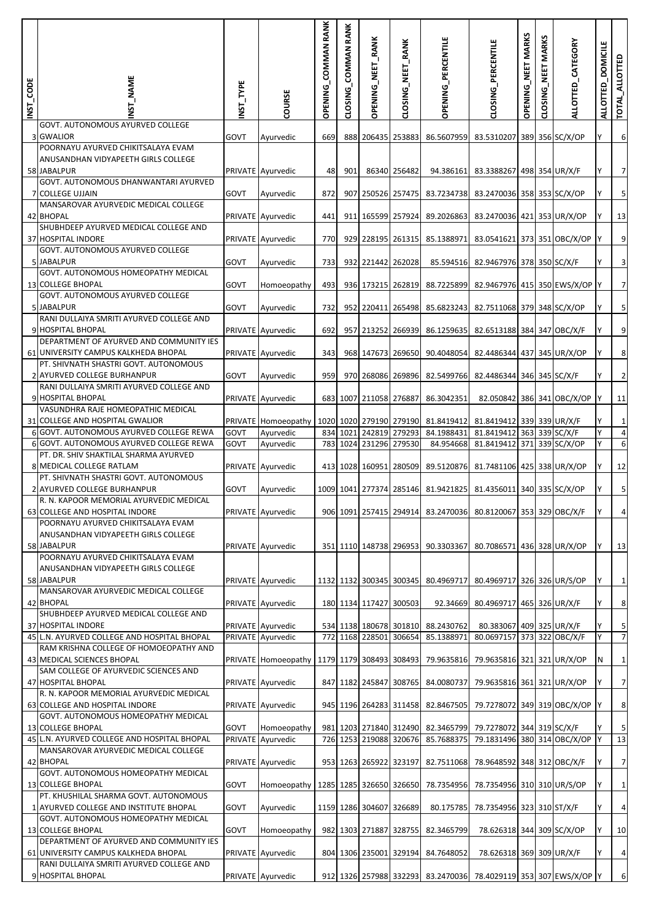| INST_CODE | INST_NAME | INST_TYPE | COURSE | OPENING_COMMAN RANK | CLOSING_COMMAN RANK | OPENING_NEET_RANK | CLOSING_NEET_RANK | OPENING_PERCENTILE | CLOSING_PERCENTILE | OPENING_NEET MARKS | CLOSING_NEET MARKS | ALLOTTED_CATEGORY | ALLOTTED_DOMICILE | TOTAL_ALLOTTED |
|---|---|---|---|---|---|---|---|---|---|---|---|---|---|---|
| 3 | GOVT. AUTONOMOUS AYURVED COLLEGE GWALIOR | GOVT | Ayurvedic | 669 | 888 | 206435 | 253883 | 86.5607959 | 83.5310207 | 389 | 356 | SC/X/OP | Y | 6 |
| 58 | POORNAYU AYURVED CHIKITSALAYA EVAM ANUSANDHAN VIDYAPEETH GIRLS COLLEGE JABALPUR | PRIVATE | Ayurvedic | 48 | 901 | 86340 | 256482 | 94.386161 | 83.3388267 | 498 | 354 | UR/X/F | Y | 7 |
| 7 | GOVT. AUTONOMOUS DHANWANTARI AYURVED COLLEGE UJJAIN | GOVT | Ayurvedic | 872 | 907 | 250526 | 257475 | 83.7234738 | 83.2470036 | 358 | 353 | SC/X/OP | Y | 5 |
| 42 | MANSAROVAR AYURVEDIC MEDICAL COLLEGE BHOPAL | PRIVATE | Ayurvedic | 441 | 911 | 165599 | 257924 | 89.2026863 | 83.2470036 | 421 | 353 | UR/X/OP | Y | 13 |
| 37 | SHUBHDEEP AYURVED MEDICAL COLLEGE AND HOSPITAL INDORE | PRIVATE | Ayurvedic | 770 | 929 | 228195 | 261315 | 85.1388971 | 83.0541621 | 373 | 351 | OBC/X/OP | Y | 9 |
| 5 | GOVT. AUTONOMOUS AYURVED COLLEGE JABALPUR | GOVT | Ayurvedic | 733 | 932 | 221442 | 262028 | 85.594516 | 82.9467976 | 378 | 350 | SC/X/F | Y | 3 |
| 13 | GOVT. AUTONOMOUS HOMEOPATHY MEDICAL COLLEGE BHOPAL | GOVT | Homoeopathy | 493 | 936 | 173215 | 262819 | 88.7225899 | 82.9467976 | 415 | 350 | EWS/X/OP | Y | 7 |
| 5 | GOVT. AUTONOMOUS AYURVED COLLEGE JABALPUR | GOVT | Ayurvedic | 732 | 952 | 220411 | 265498 | 85.6823243 | 82.7511068 | 379 | 348 | SC/X/OP | Y | 5 |
| 9 | RANI DULLAIYA SMRITI AYURVED COLLEGE AND HOSPITAL BHOPAL | PRIVATE | Ayurvedic | 692 | 957 | 213252 | 266939 | 86.1259635 | 82.6513188 | 384 | 347 | OBC/X/F | Y | 9 |
| 61 | DEPARTMENT OF AYURVED AND COMMUNITY IES UNIVERSITY CAMPUS KALKHEDA BHOPAL | PRIVATE | Ayurvedic | 343 | 968 | 147673 | 269650 | 90.4048054 | 82.4486344 | 437 | 345 | UR/X/OP | Y | 8 |
| 2 | PT. SHIVNATH SHASTRI GOVT. AUTONOMOUS AYURVED COLLEGE BURHANPUR | GOVT | Ayurvedic | 959 | 970 | 268086 | 269896 | 82.5499766 | 82.4486344 | 346 | 345 | SC/X/F | Y | 2 |
| 9 | RANI DULLAIYA SMRITI AYURVED COLLEGE AND HOSPITAL BHOPAL | PRIVATE | Ayurvedic | 683 | 1007 | 211058 | 276887 | 86.3042351 | 82.050842 | 386 | 341 | OBC/X/OP | Y | 11 |
| 31 | VASUNDHRA RAJE HOMEOPATHIC MEDICAL COLLEGE AND HOSPITAL GWALIOR | PRIVATE | Homoeopathy | 1020 | 1020 | 279190 | 279190 | 81.8419412 | 81.8419412 | 339 | 339 | UR/X/F | Y | 1 |
| 6 | GOVT. AUTONOMOUS AYURVED COLLEGE REWA | GOVT | Ayurvedic | 834 | 1021 | 242819 | 279293 | 84.1988431 | 81.8419412 | 363 | 339 | SC/X/F | Y | 4 |
| 6 | GOVT. AUTONOMOUS AYURVED COLLEGE REWA | GOVT | Ayurvedic | 783 | 1024 | 231296 | 279530 | 84.954668 | 81.8419412 | 371 | 339 | SC/X/OP | Y | 6 |
| 8 | PT. DR. SHIV SHAKTILAL SHARMA AYURVED MEDICAL COLLEGE RATLAM | PRIVATE | Ayurvedic | 413 | 1028 | 160951 | 280509 | 89.5120876 | 81.7481106 | 425 | 338 | UR/X/OP | Y | 12 |
| 2 | PT. SHIVNATH SHASTRI GOVT. AUTONOMOUS AYURVED COLLEGE BURHANPUR | GOVT | Ayurvedic | 1009 | 1041 | 277374 | 285146 | 81.9421825 | 81.4356011 | 340 | 335 | SC/X/OP | Y | 5 |
| 63 | R. N. KAPOOR MEMORIAL AYURVEDIC MEDICAL COLLEGE AND HOSPITAL INDORE | PRIVATE | Ayurvedic | 906 | 1091 | 257415 | 294914 | 83.2470036 | 80.8120067 | 353 | 329 | OBC/X/F | Y | 4 |
| 58 | POORNAYU AYURVED CHIKITSALAYA EVAM ANUSANDHAN VIDYAPEETH GIRLS COLLEGE JABALPUR | PRIVATE | Ayurvedic | 351 | 1110 | 148738 | 296953 | 90.3303367 | 80.7086571 | 436 | 328 | UR/X/OP | Y | 13 |
| 58 | POORNAYU AYURVED CHIKITSALAYA EVAM ANUSANDHAN VIDYAPEETH GIRLS COLLEGE JABALPUR | PRIVATE | Ayurvedic | 1132 | 1132 | 300345 | 300345 | 80.4969717 | 80.4969717 | 326 | 326 | UR/S/OP | Y | 1 |
| 42 | MANSAROVAR AYURVEDIC MEDICAL COLLEGE BHOPAL | PRIVATE | Ayurvedic | 180 | 1134 | 117427 | 300503 | 92.34669 | 80.4969717 | 465 | 326 | UR/X/F | Y | 8 |
| 37 | SHUBHDEEP AYURVED MEDICAL COLLEGE AND HOSPITAL INDORE | PRIVATE | Ayurvedic | 534 | 1138 | 180678 | 301810 | 88.2430762 | 80.383067 | 409 | 325 | UR/X/F | Y | 5 |
| 45 | L.N. AYURVED COLLEGE AND HOSPITAL BHOPAL | PRIVATE | Ayurvedic | 772 | 1168 | 228501 | 306654 | 85.1388971 | 80.0697157 | 373 | 322 | OBC/X/F | Y | 7 |
| 43 | RAM KRISHNA COLLEGE OF HOMOEOPATHY AND MEDICAL SCIENCES BHOPAL | PRIVATE | Homoeopathy | 1179 | 1179 | 308493 | 308493 | 79.9635816 | 79.9635816 | 321 | 321 | UR/X/OP | N | 1 |
| 47 | SAM COLLEGE OF AYURVEDIC SCIENCES AND HOSPITAL BHOPAL | PRIVATE | Ayurvedic | 847 | 1182 | 245847 | 308765 | 84.0080737 | 79.9635816 | 361 | 321 | UR/X/OP | Y | 7 |
| 63 | R. N. KAPOOR MEMORIAL AYURVEDIC MEDICAL COLLEGE AND HOSPITAL INDORE | PRIVATE | Ayurvedic | 945 | 1196 | 264283 | 311458 | 82.8467505 | 79.7278072 | 349 | 319 | OBC/X/OP | Y | 8 |
| 13 | GOVT. AUTONOMOUS HOMEOPATHY MEDICAL COLLEGE BHOPAL | GOVT | Homoeopathy | 981 | 1203 | 271840 | 312490 | 82.3465799 | 79.7278072 | 344 | 319 | SC/X/F | Y | 5 |
| 45 | L.N. AYURVED COLLEGE AND HOSPITAL BHOPAL | PRIVATE | Ayurvedic | 726 | 1253 | 219088 | 320676 | 85.7688375 | 79.1831496 | 380 | 314 | OBC/X/OP | Y | 13 |
| 42 | MANSAROVAR AYURVEDIC MEDICAL COLLEGE BHOPAL | PRIVATE | Ayurvedic | 953 | 1263 | 265922 | 323197 | 82.7511068 | 78.9648592 | 348 | 312 | OBC/X/F | Y | 7 |
| 13 | GOVT. AUTONOMOUS HOMEOPATHY MEDICAL COLLEGE BHOPAL | GOVT | Homoeopathy | 1285 | 1285 | 326650 | 326650 | 78.7354956 | 78.7354956 | 310 | 310 | UR/S/OP | Y | 1 |
| 1 | PT. KHUSHILAL SHARMA GOVT. AUTONOMOUS AYURVED COLLEGE AND INSTITUTE BHOPAL | GOVT | Ayurvedic | 1159 | 1286 | 304607 | 326689 | 80.175785 | 78.7354956 | 323 | 310 | ST/X/F | Y | 4 |
| 13 | GOVT. AUTONOMOUS HOMEOPATHY MEDICAL COLLEGE BHOPAL | GOVT | Homoeopathy | 982 | 1303 | 271887 | 328755 | 82.3465799 | 78.626318 | 344 | 309 | SC/X/OP | Y | 10 |
| 61 | DEPARTMENT OF AYURVED AND COMMUNITY IES UNIVERSITY CAMPUS KALKHEDA BHOPAL | PRIVATE | Ayurvedic | 804 | 1306 | 235001 | 329194 | 84.7648052 | 78.626318 | 369 | 309 | UR/X/F | Y | 4 |
| 9 | RANI DULLAIYA SMRITI AYURVED COLLEGE AND HOSPITAL BHOPAL | PRIVATE | Ayurvedic | 912 | 1326 | 257988 | 332293 | 83.2470036 | 78.4029119 | 353 | 307 | EWS/X/OP | Y | 6 |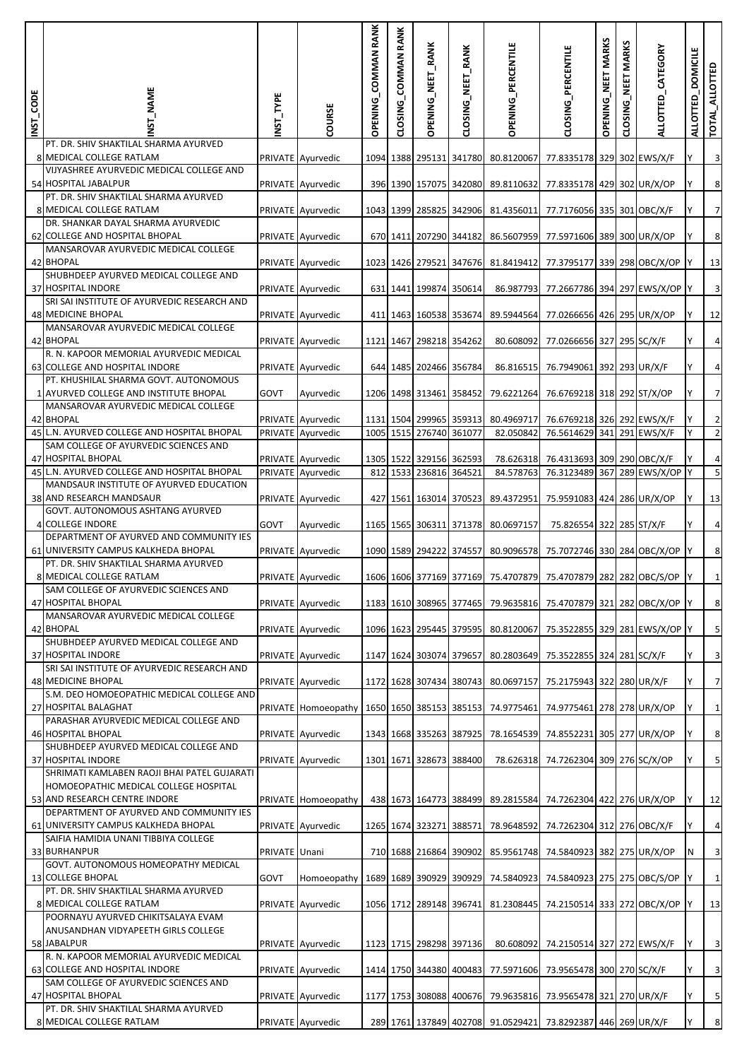| INST_CODE | INST_NAME | INST_TYPE | COURSE | OPENING_COMMAN RANK | CLOSING_COMMAN RANK | OPENING_NEET_RANK | CLOSING_NEET_RANK | OPENING_PERCENTILE | CLOSING_PERCENTILE | OPENING_NEET MARKS | CLOSING_NEET MARKS | ALLOTTED_CATEGORY | ALLOTTED_DOMICILE | TOTAL_ALLOTTED |
|---|---|---|---|---|---|---|---|---|---|---|---|---|---|---|
| 8 | PT. DR. SHIV SHAKTILAL SHARMA AYURVED MEDICAL COLLEGE RATLAM | PRIVATE | Ayurvedic | 1094 | 1388 | 295131 | 341780 | 80.8120067 | 77.8335178 | 329 | 302 | EWS/X/F | Y | 3 |
| 54 | VIJYASHREE AYURVEDIC MEDICAL COLLEGE AND HOSPITAL JABALPUR | PRIVATE | Ayurvedic | 396 | 1390 | 157075 | 342080 | 89.8110632 | 77.8335178 | 429 | 302 | UR/X/OP | Y | 8 |
| 8 | PT. DR. SHIV SHAKTILAL SHARMA AYURVED MEDICAL COLLEGE RATLAM | PRIVATE | Ayurvedic | 1043 | 1399 | 285825 | 342906 | 81.4356011 | 77.7176056 | 335 | 301 | OBC/X/F | Y | 7 |
| 62 | DR. SHANKAR DAYAL SHARMA AYURVEDIC COLLEGE AND HOSPITAL BHOPAL | PRIVATE | Ayurvedic | 670 | 1411 | 207290 | 344182 | 86.5607959 | 77.5971606 | 389 | 300 | UR/X/OP | Y | 8 |
| 42 | MANSAROVAR AYURVEDIC MEDICAL COLLEGE BHOPAL | PRIVATE | Ayurvedic | 1023 | 1426 | 279521 | 347676 | 81.8419412 | 77.3795177 | 339 | 298 | OBC/X/OP | Y | 13 |
| 37 | SHUBHDEEP AYURVED MEDICAL COLLEGE AND HOSPITAL INDORE | PRIVATE | Ayurvedic | 631 | 1441 | 199874 | 350614 | 86.987793 | 77.2667786 | 394 | 297 | EWS/X/OP | Y | 3 |
| 48 | SRI SAI INSTITUTE OF AYURVEDIC RESEARCH AND MEDICINE BHOPAL | PRIVATE | Ayurvedic | 411 | 1463 | 160538 | 353674 | 89.5944564 | 77.0266656 | 426 | 295 | UR/X/OP | Y | 12 |
| 42 | MANSAROVAR AYURVEDIC MEDICAL COLLEGE BHOPAL | PRIVATE | Ayurvedic | 1121 | 1467 | 298218 | 354262 | 80.608092 | 77.0266656 | 327 | 295 | SC/X/F | Y | 4 |
| 63 | R. N. KAPOOR MEMORIAL AYURVEDIC MEDICAL COLLEGE AND HOSPITAL INDORE | PRIVATE | Ayurvedic | 644 | 1485 | 202466 | 356784 | 86.816515 | 76.7949061 | 392 | 293 | UR/X/F | Y | 4 |
| 1 | PT. KHUSHILAL SHARMA GOVT. AUTONOMOUS AYURVED COLLEGE AND INSTITUTE BHOPAL | GOVT | Ayurvedic | 1206 | 1498 | 313461 | 358452 | 79.6221264 | 76.6769218 | 318 | 292 | ST/X/OP | Y | 7 |
| 42 | MANSAROVAR AYURVEDIC MEDICAL COLLEGE BHOPAL | PRIVATE | Ayurvedic | 1131 | 1504 | 299965 | 359313 | 80.4969717 | 76.6769218 | 326 | 292 | EWS/X/F | Y | 2 |
| 45 | L.N. AYURVED COLLEGE AND HOSPITAL BHOPAL | PRIVATE | Ayurvedic | 1005 | 1515 | 276740 | 361077 | 82.050842 | 76.5614629 | 341 | 291 | EWS/X/F | Y | 2 |
| 47 | SAM COLLEGE OF AYURVEDIC SCIENCES AND HOSPITAL BHOPAL | PRIVATE | Ayurvedic | 1305 | 1522 | 329156 | 362593 | 78.626318 | 76.4313693 | 309 | 290 | OBC/X/F | Y | 4 |
| 45 | L.N. AYURVED COLLEGE AND HOSPITAL BHOPAL | PRIVATE | Ayurvedic | 812 | 1533 | 236816 | 364521 | 84.578763 | 76.3123489 | 367 | 289 | EWS/X/OP | Y | 5 |
| 38 | MANDSAUR INSTITUTE OF AYURVED EDUCATION AND RESEARCH MANDSAUR | PRIVATE | Ayurvedic | 427 | 1561 | 163014 | 370523 | 89.4372951 | 75.9591083 | 424 | 286 | UR/X/OP | Y | 13 |
| 4 | GOVT. AUTONOMOUS ASHTANG AYURVED COLLEGE INDORE | GOVT | Ayurvedic | 1165 | 1565 | 306311 | 371378 | 80.0697157 | 75.826554 | 322 | 285 | ST/X/F | Y | 4 |
| 61 | DEPARTMENT OF AYURVED AND COMMUNITY IES UNIVERSITY CAMPUS KALKHEDA BHOPAL | PRIVATE | Ayurvedic | 1090 | 1589 | 294222 | 374557 | 80.9096578 | 75.7072746 | 330 | 284 | OBC/X/OP | Y | 8 |
| 8 | PT. DR. SHIV SHAKTILAL SHARMA AYURVED MEDICAL COLLEGE RATLAM | PRIVATE | Ayurvedic | 1606 | 1606 | 377169 | 377169 | 75.4707879 | 75.4707879 | 282 | 282 | OBC/S/OP | Y | 1 |
| 47 | SAM COLLEGE OF AYURVEDIC SCIENCES AND HOSPITAL BHOPAL | PRIVATE | Ayurvedic | 1183 | 1610 | 308965 | 377465 | 79.9635816 | 75.4707879 | 321 | 282 | OBC/X/OP | Y | 8 |
| 42 | MANSAROVAR AYURVEDIC MEDICAL COLLEGE BHOPAL | PRIVATE | Ayurvedic | 1096 | 1623 | 295445 | 379595 | 80.8120067 | 75.3522855 | 329 | 281 | EWS/X/OP | Y | 5 |
| 37 | SHUBHDEEP AYURVED MEDICAL COLLEGE AND HOSPITAL INDORE | PRIVATE | Ayurvedic | 1147 | 1624 | 303074 | 379657 | 80.2803649 | 75.3522855 | 324 | 281 | SC/X/F | Y | 3 |
| 48 | SRI SAI INSTITUTE OF AYURVEDIC RESEARCH AND MEDICINE BHOPAL | PRIVATE | Ayurvedic | 1172 | 1628 | 307434 | 380743 | 80.0697157 | 75.2175943 | 322 | 280 | UR/X/F | Y | 7 |
| 27 | S.M. DEO HOMOEOPATHIC MEDICAL COLLEGE AND HOSPITAL BALAGHAT | PRIVATE | Homoeopathy | 1650 | 1650 | 385153 | 385153 | 74.9775461 | 74.9775461 | 278 | 278 | UR/X/OP | Y | 1 |
| 46 | PARASHAR AYURVEDIC MEDICAL COLLEGE AND HOSPITAL BHOPAL | PRIVATE | Ayurvedic | 1343 | 1668 | 335263 | 387925 | 78.1654539 | 74.8552231 | 305 | 277 | UR/X/OP | Y | 8 |
| 37 | SHUBHDEEP AYURVED MEDICAL COLLEGE AND HOSPITAL INDORE | PRIVATE | Ayurvedic | 1301 | 1671 | 328673 | 388400 | 78.626318 | 74.7262304 | 309 | 276 | SC/X/OP | Y | 5 |
| 53 | SHRIMATI KAMLABEN RAOJI BHAI PATEL GUJARATI HOMOEOPATHIC MEDICAL COLLEGE HOSPITAL AND RESEARCH CENTRE INDORE | PRIVATE | Homoeopathy | 438 | 1673 | 164773 | 388499 | 89.2815584 | 74.7262304 | 422 | 276 | UR/X/OP | Y | 12 |
| 61 | DEPARTMENT OF AYURVED AND COMMUNITY IES UNIVERSITY CAMPUS KALKHEDA BHOPAL | PRIVATE | Ayurvedic | 1265 | 1674 | 323271 | 388571 | 78.9648592 | 74.7262304 | 312 | 276 | OBC/X/F | Y | 4 |
| 33 | SAIFIA HAMIDIA UNANI TIBBIYA COLLEGE BURHANPUR | PRIVATE | Unani | 710 | 1688 | 216864 | 390902 | 85.9561748 | 74.5840923 | 382 | 275 | UR/X/OP | N | 3 |
| 13 | GOVT. AUTONOMOUS HOMEOPATHY MEDICAL COLLEGE BHOPAL | GOVT | Homoeopathy | 1689 | 1689 | 390929 | 390929 | 74.5840923 | 74.5840923 | 275 | 275 | OBC/S/OP | Y | 1 |
| 8 | PT. DR. SHIV SHAKTILAL SHARMA AYURVED MEDICAL COLLEGE RATLAM | PRIVATE | Ayurvedic | 1056 | 1712 | 289148 | 396741 | 81.2308445 | 74.2150514 | 333 | 272 | OBC/X/OP | Y | 13 |
| 58 | POORNAYU AYURVED CHIKITSALAYA EVAM ANUSANDHAN VIDYAPEETH GIRLS COLLEGE JABALPUR | PRIVATE | Ayurvedic | 1123 | 1715 | 298298 | 397136 | 80.608092 | 74.2150514 | 327 | 272 | EWS/X/F | Y | 3 |
| 63 | R. N. KAPOOR MEMORIAL AYURVEDIC MEDICAL COLLEGE AND HOSPITAL INDORE | PRIVATE | Ayurvedic | 1414 | 1750 | 344380 | 400483 | 77.5971606 | 73.9565478 | 300 | 270 | SC/X/F | Y | 3 |
| 47 | SAM COLLEGE OF AYURVEDIC SCIENCES AND HOSPITAL BHOPAL | PRIVATE | Ayurvedic | 1177 | 1753 | 308088 | 400676 | 79.9635816 | 73.9565478 | 321 | 270 | UR/X/F | Y | 5 |
| 8 | PT. DR. SHIV SHAKTILAL SHARMA AYURVED MEDICAL COLLEGE RATLAM | PRIVATE | Ayurvedic | 289 | 1761 | 137849 | 402708 | 91.0529421 | 73.8292387 | 446 | 269 | UR/X/F | Y | 8 |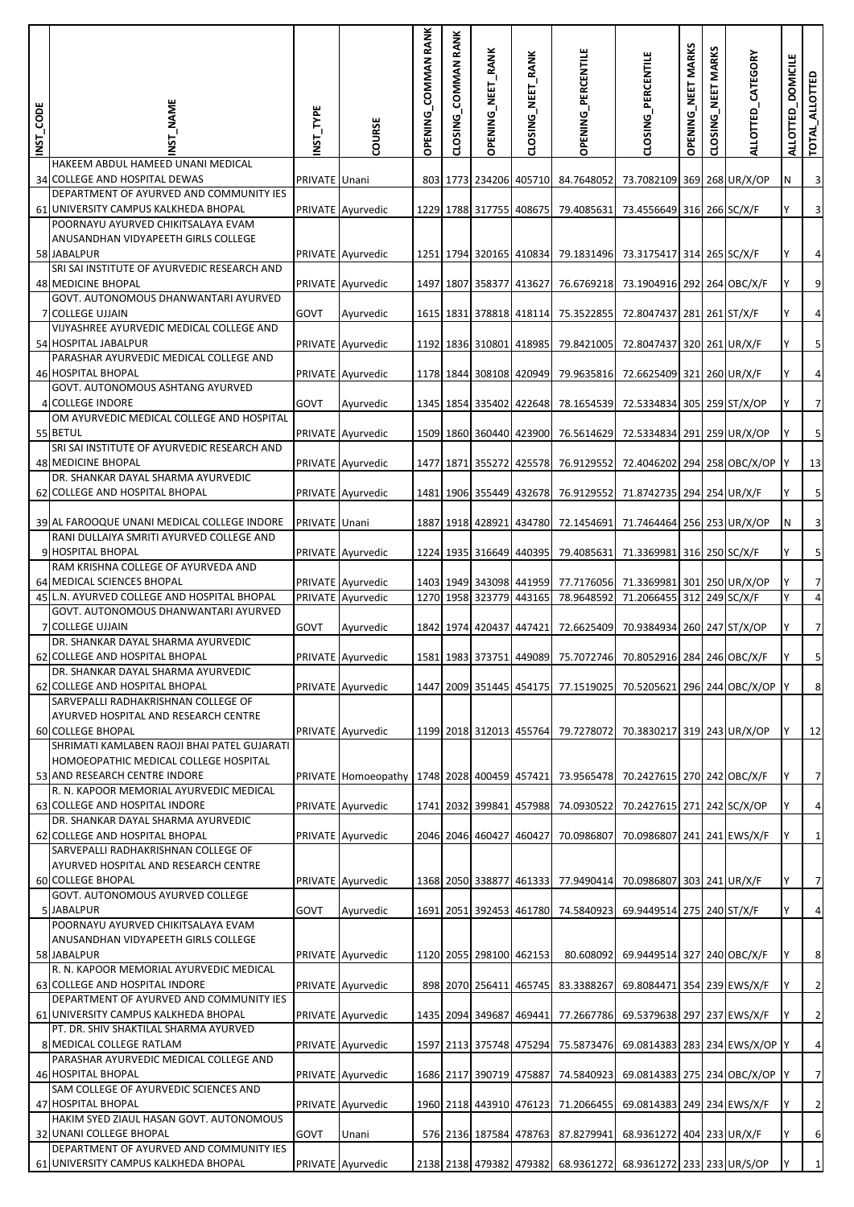| INST_CODE | INST_NAME | INST_TYPE | COURSE | OPENING_COMMAN RANK | CLOSING_COMMAN RANK | OPENING_NEET_RANK | CLOSING_NEET_RANK | OPENING_PERCENTILE | CLOSING_PERCENTILE | OPENING_NEET MARKS | CLOSING_NEET MARKS | ALLOTTED_CATEGORY | ALLOTTED_DOMICILE | TOTAL_ALLOTTED |
|---|---|---|---|---|---|---|---|---|---|---|---|---|---|---|
| 34 | HAKEEM ABDUL HAMEED UNANI MEDICAL COLLEGE AND HOSPITAL DEWAS | PRIVATE | Unani | 803 | 1773 | 234206 | 405710 | 84.7648052 | 73.7082109 | 369 | 268 | UR/X/OP | N | 3 |
| 61 | DEPARTMENT OF AYURVED AND COMMUNITY IES UNIVERSITY CAMPUS KALKHEDA BHOPAL | PRIVATE | Ayurvedic | 1229 | 1788 | 317755 | 408675 | 79.4085631 | 73.4556649 | 316 | 266 | SC/X/F | Y | 3 |
| 58 | POORNAYU AYURVED CHIKITSALAYA EVAM ANUSANDHAN VIDYAPEETH GIRLS COLLEGE JABALPUR | PRIVATE | Ayurvedic | 1251 | 1794 | 320165 | 410834 | 79.1831496 | 73.3175417 | 314 | 265 | SC/X/F | Y | 4 |
| 48 | SRI SAI INSTITUTE OF AYURVEDIC RESEARCH AND MEDICINE BHOPAL | PRIVATE | Ayurvedic | 1497 | 1807 | 358377 | 413627 | 76.6769218 | 73.1904916 | 292 | 264 | OBC/X/F | Y | 9 |
| 7 | GOVT. AUTONOMOUS DHANWANTARI AYURVED COLLEGE UJJAIN | GOVT | Ayurvedic | 1615 | 1831 | 378818 | 418114 | 75.3522855 | 72.8047437 | 281 | 261 | ST/X/F | Y | 4 |
| 54 | VIJYASHREE AYURVEDIC MEDICAL COLLEGE AND HOSPITAL JABALPUR | PRIVATE | Ayurvedic | 1192 | 1836 | 310801 | 418985 | 79.8421005 | 72.8047437 | 320 | 261 | UR/X/F | Y | 5 |
| 46 | PARASHAR AYURVEDIC MEDICAL COLLEGE AND HOSPITAL BHOPAL | PRIVATE | Ayurvedic | 1178 | 1844 | 308108 | 420949 | 79.9635816 | 72.6625409 | 321 | 260 | UR/X/F | Y | 4 |
| 4 | GOVT. AUTONOMOUS ASHTANG AYURVED COLLEGE INDORE | GOVT | Ayurvedic | 1345 | 1854 | 335402 | 422648 | 78.1654539 | 72.5334834 | 305 | 259 | ST/X/OP | Y | 7 |
| 55 | OM AYURVEDIC MEDICAL COLLEGE AND HOSPITAL BETUL | PRIVATE | Ayurvedic | 1509 | 1860 | 360440 | 423900 | 76.5614629 | 72.5334834 | 291 | 259 | UR/X/OP | Y | 5 |
| 48 | SRI SAI INSTITUTE OF AYURVEDIC RESEARCH AND MEDICINE BHOPAL | PRIVATE | Ayurvedic | 1477 | 1871 | 355272 | 425578 | 76.9129552 | 72.4046202 | 294 | 258 | OBC/X/OP | Y | 13 |
| 62 | DR. SHANKAR DAYAL SHARMA AYURVEDIC COLLEGE AND HOSPITAL BHOPAL | PRIVATE | Ayurvedic | 1481 | 1906 | 355449 | 432678 | 76.9129552 | 71.8742735 | 294 | 254 | UR/X/F | Y | 5 |
| 39 | AL FAROOQUE UNANI MEDICAL COLLEGE INDORE | PRIVATE | Unani | 1887 | 1918 | 428921 | 434780 | 72.1454691 | 71.7464464 | 256 | 253 | UR/X/OP | N | 3 |
| 9 | RANI DULLAIYA SMRITI AYURVED COLLEGE AND HOSPITAL BHOPAL | PRIVATE | Ayurvedic | 1224 | 1935 | 316649 | 440395 | 79.4085631 | 71.3369981 | 316 | 250 | SC/X/F | Y | 5 |
| 64 | RAM KRISHNA COLLEGE OF AYURVEDA AND MEDICAL SCIENCES BHOPAL | PRIVATE | Ayurvedic | 1403 | 1949 | 343098 | 441959 | 77.7176056 | 71.3369981 | 301 | 250 | UR/X/OP | Y | 7 |
| 45 | L.N. AYURVED COLLEGE AND HOSPITAL BHOPAL | PRIVATE | Ayurvedic | 1270 | 1958 | 323779 | 443165 | 78.9648592 | 71.2066455 | 312 | 249 | SC/X/F | Y | 4 |
| 7 | GOVT. AUTONOMOUS DHANWANTARI AYURVED COLLEGE UJJAIN | GOVT | Ayurvedic | 1842 | 1974 | 420437 | 447421 | 72.6625409 | 70.9384934 | 260 | 247 | ST/X/OP | Y | 7 |
| 62 | DR. SHANKAR DAYAL SHARMA AYURVEDIC COLLEGE AND HOSPITAL BHOPAL | PRIVATE | Ayurvedic | 1581 | 1983 | 373751 | 449089 | 75.7072746 | 70.8052916 | 284 | 246 | OBC/X/F | Y | 5 |
| 62 | DR. SHANKAR DAYAL SHARMA AYURVEDIC COLLEGE AND HOSPITAL BHOPAL | PRIVATE | Ayurvedic | 1447 | 2009 | 351445 | 454175 | 77.1519025 | 70.5205621 | 296 | 244 | OBC/X/OP | Y | 8 |
| 60 | SARVEPALLI RADHAKRISHNAN COLLEGE OF AYURVED HOSPITAL AND RESEARCH CENTRE COLLEGE BHOPAL | PRIVATE | Ayurvedic | 1199 | 2018 | 312013 | 455764 | 79.7278072 | 70.3830217 | 319 | 243 | UR/X/OP | Y | 12 |
| 53 | SHRIMATI KAMLABEN RAOJI BHAI PATEL GUJARATI HOMOEOPATHIC MEDICAL COLLEGE HOSPITAL AND RESEARCH CENTRE INDORE | PRIVATE | Homoeopathy | 1748 | 2028 | 400459 | 457421 | 73.9565478 | 70.2427615 | 270 | 242 | OBC/X/F | Y | 7 |
| 63 | R. N. KAPOOR MEMORIAL AYURVEDIC MEDICAL COLLEGE AND HOSPITAL INDORE | PRIVATE | Ayurvedic | 1741 | 2032 | 399841 | 457988 | 74.0930522 | 70.2427615 | 271 | 242 | SC/X/OP | Y | 4 |
| 62 | DR. SHANKAR DAYAL SHARMA AYURVEDIC COLLEGE AND HOSPITAL BHOPAL | PRIVATE | Ayurvedic | 2046 | 2046 | 460427 | 460427 | 70.0986807 | 70.0986807 | 241 | 241 | EWS/X/F | Y | 1 |
| 60 | SARVEPALLI RADHAKRISHNAN COLLEGE OF AYURVED HOSPITAL AND RESEARCH CENTRE COLLEGE BHOPAL | PRIVATE | Ayurvedic | 1368 | 2050 | 338877 | 461333 | 77.9490414 | 70.0986807 | 303 | 241 | UR/X/F | Y | 7 |
| 5 | GOVT. AUTONOMOUS AYURVED COLLEGE JABALPUR | GOVT | Ayurvedic | 1691 | 2051 | 392453 | 461780 | 74.5840923 | 69.9449514 | 275 | 240 | ST/X/F | Y | 4 |
| 58 | POORNAYU AYURVED CHIKITSALAYA EVAM ANUSANDHAN VIDYAPEETH GIRLS COLLEGE JABALPUR | PRIVATE | Ayurvedic | 1120 | 2055 | 298100 | 462153 | 80.608092 | 69.9449514 | 327 | 240 | OBC/X/F | Y | 8 |
| 63 | R. N. KAPOOR MEMORIAL AYURVEDIC MEDICAL COLLEGE AND HOSPITAL INDORE | PRIVATE | Ayurvedic | 898 | 2070 | 256411 | 465745 | 83.3388267 | 69.8084471 | 354 | 239 | EWS/X/F | Y | 2 |
| 61 | DEPARTMENT OF AYURVED AND COMMUNITY IES UNIVERSITY CAMPUS KALKHEDA BHOPAL | PRIVATE | Ayurvedic | 1435 | 2094 | 349687 | 469441 | 77.2667786 | 69.5379638 | 297 | 237 | EWS/X/F | Y | 2 |
| 8 | PT. DR. SHIV SHAKTILAL SHARMA AYURVED MEDICAL COLLEGE RATLAM | PRIVATE | Ayurvedic | 1597 | 2113 | 375748 | 475294 | 75.5873476 | 69.0814383 | 283 | 234 | EWS/X/OP | Y | 4 |
| 46 | PARASHAR AYURVEDIC MEDICAL COLLEGE AND HOSPITAL BHOPAL | PRIVATE | Ayurvedic | 1686 | 2117 | 390719 | 475887 | 74.5840923 | 69.0814383 | 275 | 234 | OBC/X/OP | Y | 7 |
| 47 | SAM COLLEGE OF AYURVEDIC SCIENCES AND HOSPITAL BHOPAL | PRIVATE | Ayurvedic | 1960 | 2118 | 443910 | 476123 | 71.2066455 | 69.0814383 | 249 | 234 | EWS/X/F | Y | 2 |
| 32 | HAKIM SYED ZIAUL HASAN GOVT. AUTONOMOUS UNANI COLLEGE BHOPAL | GOVT | Unani | 576 | 2136 | 187584 | 478763 | 87.8279941 | 68.9361272 | 404 | 233 | UR/X/F | Y | 6 |
| 61 | DEPARTMENT OF AYURVED AND COMMUNITY IES UNIVERSITY CAMPUS KALKHEDA BHOPAL | PRIVATE | Ayurvedic | 2138 | 2138 | 479382 | 479382 | 68.9361272 | 68.9361272 | 233 | 233 | UR/S/OP | Y | 1 |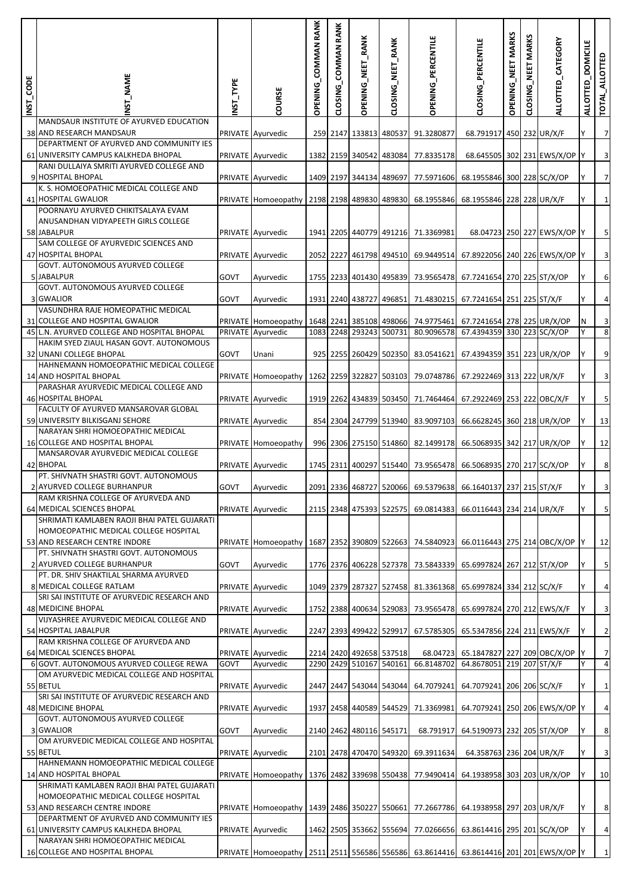| INST_CODE | INST_NAME | INST_TYPE | COURSE | OPENING_COMMAN RANK | CLOSING_COMMAN RANK | OPENING_NEET_RANK | CLOSING_NEET_RANK | OPENING_PERCENTILE | CLOSING_PERCENTILE | OPENING_NEET MARKS | CLOSING_NEET MARKS | ALLOTTED_CATEGORY | ALLOTTED_DOMICILE | TOTAL_ALLOTTED |
|---|---|---|---|---|---|---|---|---|---|---|---|---|---|---|
| 38 | MANDSAUR INSTITUTE OF AYURVED EDUCATION AND RESEARCH MANDSAUR | PRIVATE | Ayurvedic | 259 | 2147 | 133813 | 480537 | 91.3280877 | 68.791917 | 450 | 232 | UR/X/F | Y | 7 |
| 61 | DEPARTMENT OF AYURVED AND COMMUNITY IES UNIVERSITY CAMPUS KALKHEDA BHOPAL | PRIVATE | Ayurvedic | 1382 | 2159 | 340542 | 483084 | 77.8335178 | 68.6455051 | 302 | 231 | EWS/X/OP | Y | 3 |
| 9 | RANI DULLAIYA SMRITI AYURVED COLLEGE AND HOSPITAL BHOPAL | PRIVATE | Ayurvedic | 1409 | 2197 | 344134 | 489697 | 77.5971606 | 68.1955846 | 300 | 228 | SC/X/OP | Y | 7 |
| 41 | K. S. HOMOEOPATHIC MEDICAL COLLEGE AND HOSPITAL GWALIOR | PRIVATE | Homoeopathy | 2198 | 2198 | 489830 | 489830 | 68.1955846 | 68.1955846 | 228 | 228 | UR/X/F | Y | 1 |
| 58 | POORNAYU AYURVED CHIKITSALAYA EVAM ANUSANDHAN VIDYAPEETH GIRLS COLLEGE JABALPUR | PRIVATE | Ayurvedic | 1941 | 2205 | 440779 | 491216 | 71.3369981 | 68.04723 | 250 | 227 | EWS/X/OP | Y | 5 |
| 47 | SAM COLLEGE OF AYURVEDIC SCIENCES AND HOSPITAL BHOPAL | PRIVATE | Ayurvedic | 2052 | 2227 | 461798 | 494510 | 69.9449514 | 67.8922056 | 240 | 226 | EWS/X/OP | Y | 3 |
| 5 | GOVT. AUTONOMOUS AYURVED COLLEGE JABALPUR | GOVT | Ayurvedic | 1755 | 2233 | 401430 | 495839 | 73.9565478 | 67.7241654 | 270 | 225 | ST/X/OP | Y | 6 |
| 3 | GOVT. AUTONOMOUS AYURVED COLLEGE GWALIOR | GOVT | Ayurvedic | 1931 | 2240 | 438727 | 496851 | 71.4830215 | 67.7241654 | 251 | 225 | ST/X/F | Y | 4 |
| 31 | VASUNDHRA RAJE HOMEOPATHIC MEDICAL COLLEGE AND HOSPITAL GWALIOR | PRIVATE | Homoeopathy | 1648 | 2241 | 385108 | 498066 | 74.9775461 | 67.7241654 | 278 | 225 | UR/X/OP | N | 3 |
| 45 | L.N. AYURVED COLLEGE AND HOSPITAL BHOPAL | PRIVATE | Ayurvedic | 1083 | 2248 | 293243 | 500731 | 80.9096578 | 67.4394359 | 330 | 223 | SC/X/OP | Y | 8 |
| 32 | HAKIM SYED ZIAUL HASAN GOVT. AUTONOMOUS UNANI COLLEGE BHOPAL | GOVT | Unani | 925 | 2255 | 260429 | 502350 | 83.0541621 | 67.4394359 | 351 | 223 | UR/X/OP | Y | 9 |
| 14 | HAHNEMANN HOMOEOPATHIC MEDICAL COLLEGE AND HOSPITAL BHOPAL | PRIVATE | Homoeopathy | 1262 | 2259 | 322827 | 503103 | 79.0748786 | 67.2922469 | 313 | 222 | UR/X/F | Y | 3 |
| 46 | PARASHAR AYURVEDIC MEDICAL COLLEGE AND HOSPITAL BHOPAL | PRIVATE | Ayurvedic | 1919 | 2262 | 434839 | 503450 | 71.7464464 | 67.2922469 | 253 | 222 | OBC/X/F | Y | 5 |
| 59 | FACULTY OF AYURVED MANSAROVAR GLOBAL UNIVERSITY BILKISGANJ SEHORE | PRIVATE | Ayurvedic | 854 | 2304 | 247799 | 513940 | 83.9097103 | 66.6628245 | 360 | 218 | UR/X/OP | Y | 13 |
| 16 | NARAYAN SHRI HOMOEOPATHIC MEDICAL COLLEGE AND HOSPITAL BHOPAL | PRIVATE | Homoeopathy | 996 | 2306 | 275150 | 514860 | 82.1499178 | 66.5068935 | 342 | 217 | UR/X/OP | Y | 12 |
| 42 | MANSAROVAR AYURVEDIC MEDICAL COLLEGE BHOPAL | PRIVATE | Ayurvedic | 1745 | 2311 | 400297 | 515440 | 73.9565478 | 66.5068935 | 270 | 217 | SC/X/OP | Y | 8 |
| 2 | PT. SHIVNATH SHASTRI GOVT. AUTONOMOUS AYURVED COLLEGE BURHANPUR | GOVT | Ayurvedic | 2091 | 2336 | 468727 | 520066 | 69.5379638 | 66.1640137 | 237 | 215 | ST/X/F | Y | 3 |
| 64 | RAM KRISHNA COLLEGE OF AYURVEDA AND MEDICAL SCIENCES BHOPAL | PRIVATE | Ayurvedic | 2115 | 2348 | 475393 | 522575 | 69.0814383 | 66.0116443 | 234 | 214 | UR/X/F | Y | 5 |
| 53 | SHRIMATI KAMLABEN RAOJI BHAI PATEL GUJARATI HOMOEOPATHIC MEDICAL COLLEGE HOSPITAL AND RESEARCH CENTRE INDORE | PRIVATE | Homoeopathy | 1687 | 2352 | 390809 | 522663 | 74.5840923 | 66.0116443 | 275 | 214 | OBC/X/OP | Y | 12 |
| 2 | PT. SHIVNATH SHASTRI GOVT. AUTONOMOUS AYURVED COLLEGE BURHANPUR | GOVT | Ayurvedic | 1776 | 2376 | 406228 | 527378 | 73.5843339 | 65.6997824 | 267 | 212 | ST/X/OP | Y | 5 |
| 8 | PT. DR. SHIV SHAKTILAL SHARMA AYURVED MEDICAL COLLEGE RATLAM | PRIVATE | Ayurvedic | 1049 | 2379 | 287327 | 527458 | 81.3361368 | 65.6997824 | 334 | 212 | SC/X/F | Y | 4 |
| 48 | SRI SAI INSTITUTE OF AYURVEDIC RESEARCH AND MEDICINE BHOPAL | PRIVATE | Ayurvedic | 1752 | 2388 | 400634 | 529083 | 73.9565478 | 65.6997824 | 270 | 212 | EWS/X/F | Y | 3 |
| 54 | VIJYASHREE AYURVEDIC MEDICAL COLLEGE AND HOSPITAL JABALPUR | PRIVATE | Ayurvedic | 2247 | 2393 | 499422 | 529917 | 67.5785305 | 65.5347856 | 224 | 211 | EWS/X/F | Y | 2 |
| 64 | RAM KRISHNA COLLEGE OF AYURVEDA AND MEDICAL SCIENCES BHOPAL | PRIVATE | Ayurvedic | 2214 | 2420 | 492658 | 537518 | 68.04723 | 65.1847827 | 227 | 209 | OBC/X/OP | Y | 7 |
| 6 | GOVT. AUTONOMOUS AYURVED COLLEGE REWA | GOVT | Ayurvedic | 2290 | 2429 | 510167 | 540161 | 66.8148702 | 64.8678051 | 219 | 207 | ST/X/F | Y | 4 |
| 55 | OM AYURVEDIC MEDICAL COLLEGE AND HOSPITAL BETUL | PRIVATE | Ayurvedic | 2447 | 2447 | 543044 | 543044 | 64.7079241 | 64.7079241 | 206 | 206 | SC/X/F | Y | 1 |
| 48 | SRI SAI INSTITUTE OF AYURVEDIC RESEARCH AND MEDICINE BHOPAL | PRIVATE | Ayurvedic | 1937 | 2458 | 440589 | 544529 | 71.3369981 | 64.7079241 | 250 | 206 | EWS/X/OP | Y | 4 |
| 3 | GOVT. AUTONOMOUS AYURVED COLLEGE GWALIOR | GOVT | Ayurvedic | 2140 | 2462 | 480116 | 545171 | 68.791917 | 64.5190973 | 232 | 205 | ST/X/OP | Y | 8 |
| 55 | OM AYURVEDIC MEDICAL COLLEGE AND HOSPITAL BETUL | PRIVATE | Ayurvedic | 2101 | 2478 | 470470 | 549320 | 69.3911634 | 64.358763 | 236 | 204 | UR/X/F | Y | 3 |
| 14 | HAHNEMANN HOMOEOPATHIC MEDICAL COLLEGE AND HOSPITAL BHOPAL | PRIVATE | Homoeopathy | 1376 | 2482 | 339698 | 550438 | 77.9490414 | 64.1938958 | 303 | 203 | UR/X/OP | Y | 10 |
| 53 | SHRIMATI KAMLABEN RAOJI BHAI PATEL GUJARATI HOMOEOPATHIC MEDICAL COLLEGE HOSPITAL AND RESEARCH CENTRE INDORE | PRIVATE | Homoeopathy | 1439 | 2486 | 350227 | 550661 | 77.2667786 | 64.1938958 | 297 | 203 | UR/X/F | Y | 8 |
| 61 | DEPARTMENT OF AYURVED AND COMMUNITY IES UNIVERSITY CAMPUS KALKHEDA BHOPAL | PRIVATE | Ayurvedic | 1462 | 2505 | 353662 | 555694 | 77.0266656 | 63.8614416 | 295 | 201 | SC/X/OP | Y | 4 |
| 16 | NARAYAN SHRI HOMOEOPATHIC MEDICAL COLLEGE AND HOSPITAL BHOPAL | PRIVATE | Homoeopathy | 2511 | 2511 | 556586 | 556586 | 63.8614416 | 63.8614416 | 201 | 201 | EWS/X/OP | Y | 1 |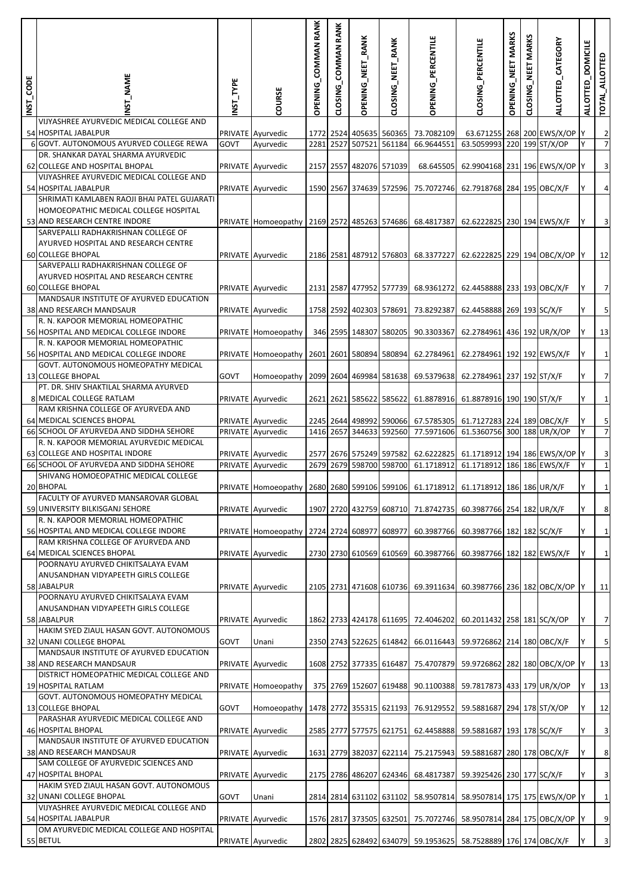| INST_CODE | INST_NAME | INST_TYPE | COURSE | OPENING_COMMAN RANK | CLOSING_COMMAN RANK | OPENING_NEET_RANK | CLOSING_NEET_RANK | OPENING_PERCENTILE | CLOSING_PERCENTILE | OPENING_NEET MARKS | CLOSING_NEET MARKS | ALLOTTED_CATEGORY | ALLOTTED_DOMICILE | TOTAL_ALLOTTED |
|---|---|---|---|---|---|---|---|---|---|---|---|---|---|---|
| 54 | VIJYASHREE AYURVEDIC MEDICAL COLLEGE AND HOSPITAL JABALPUR | PRIVATE | Ayurvedic | 1772 | 2524 | 405635 | 560365 | 73.7082109 | 63.671255 | 268 | 200 | EWS/X/OP | Y | 2 |
| 6 | GOVT. AUTONOMOUS AYURVED COLLEGE REWA | GOVT | Ayurvedic | 2281 | 2527 | 507521 | 561184 | 66.9644551 | 63.5059993 | 220 | 199 | ST/X/OP | Y | 7 |
| 62 | DR. SHANKAR DAYAL SHARMA AYURVEDIC COLLEGE AND HOSPITAL BHOPAL | PRIVATE | Ayurvedic | 2157 | 2557 | 482076 | 571039 | 68.645505 | 62.9904168 | 231 | 196 | EWS/X/OP | Y | 3 |
| 54 | VIJYASHREE AYURVEDIC MEDICAL COLLEGE AND HOSPITAL JABALPUR | PRIVATE | Ayurvedic | 1590 | 2567 | 374639 | 572596 | 75.7072746 | 62.7918768 | 284 | 195 | OBC/X/F | Y | 4 |
| 53 | SHRIMATI KAMLABEN RAOJI BHAI PATEL GUJARATI HOMOEOPATHIC MEDICAL COLLEGE HOSPITAL AND RESEARCH CENTRE INDORE | PRIVATE | Homoeopathy | 2169 | 2572 | 485263 | 574686 | 68.4817387 | 62.6222825 | 230 | 194 | EWS/X/F | Y | 3 |
| 60 | SARVEPALLI RADHAKRISHNAN COLLEGE OF AYURVED HOSPITAL AND RESEARCH CENTRE COLLEGE BHOPAL | PRIVATE | Ayurvedic | 2186 | 2581 | 487912 | 576803 | 68.3377227 | 62.6222825 | 229 | 194 | OBC/X/OP | Y | 12 |
| 60 | SARVEPALLI RADHAKRISHNAN COLLEGE OF AYURVED HOSPITAL AND RESEARCH CENTRE COLLEGE BHOPAL | PRIVATE | Ayurvedic | 2131 | 2587 | 477952 | 577739 | 68.9361272 | 62.4458888 | 233 | 193 | OBC/X/F | Y | 7 |
| 38 | MANDSAUR INSTITUTE OF AYURVED EDUCATION AND RESEARCH MANDSAUR | PRIVATE | Ayurvedic | 1758 | 2592 | 402303 | 578691 | 73.8292387 | 62.4458888 | 269 | 193 | SC/X/F | Y | 5 |
| 56 | R. N. KAPOOR MEMORIAL HOMEOPATHIC HOSPITAL AND MEDICAL COLLEGE INDORE | PRIVATE | Homoeopathy | 346 | 2595 | 148307 | 580205 | 90.3303367 | 62.2784961 | 436 | 192 | UR/X/OP | Y | 13 |
| 56 | R. N. KAPOOR MEMORIAL HOMEOPATHIC HOSPITAL AND MEDICAL COLLEGE INDORE | PRIVATE | Homoeopathy | 2601 | 2601 | 580894 | 580894 | 62.2784961 | 62.2784961 | 192 | 192 | EWS/X/F | Y | 1 |
| 13 | GOVT. AUTONOMOUS HOMEOPATHY MEDICAL COLLEGE BHOPAL | GOVT | Homoeopathy | 2099 | 2604 | 469984 | 581638 | 69.5379638 | 62.2784961 | 237 | 192 | ST/X/F | Y | 7 |
| 8 | PT. DR. SHIV SHAKTILAL SHARMA AYURVED MEDICAL COLLEGE RATLAM | PRIVATE | Ayurvedic | 2621 | 2621 | 585622 | 585622 | 61.8878916 | 61.8878916 | 190 | 190 | ST/X/F | Y | 1 |
| 64 | RAM KRISHNA COLLEGE OF AYURVEDA AND MEDICAL SCIENCES BHOPAL | PRIVATE | Ayurvedic | 2245 | 2644 | 498992 | 590066 | 67.5785305 | 61.7127283 | 224 | 189 | OBC/X/F | Y | 5 |
| 66 | SCHOOL OF AYURVEDA AND SIDDHA SEHORE | PRIVATE | Ayurvedic | 1416 | 2657 | 344633 | 592560 | 77.5971606 | 61.5360756 | 300 | 188 | UR/X/OP | Y | 7 |
| 63 | R. N. KAPOOR MEMORIAL AYURVEDIC MEDICAL COLLEGE AND HOSPITAL INDORE | PRIVATE | Ayurvedic | 2577 | 2676 | 575249 | 597582 | 62.6222825 | 61.1718912 | 194 | 186 | EWS/X/OP | Y | 3 |
| 66 | SCHOOL OF AYURVEDA AND SIDDHA SEHORE | PRIVATE | Ayurvedic | 2679 | 2679 | 598700 | 598700 | 61.1718912 | 61.1718912 | 186 | 186 | EWS/X/F | Y | 1 |
| 20 | SHIVANG HOMOEOPATHIC MEDICAL COLLEGE BHOPAL | PRIVATE | Homoeopathy | 2680 | 2680 | 599106 | 599106 | 61.1718912 | 61.1718912 | 186 | 186 | UR/X/F | Y | 1 |
| 59 | FACULTY OF AYURVED MANSAROVAR GLOBAL UNIVERSITY BILKISGANJ SEHORE | PRIVATE | Ayurvedic | 1907 | 2720 | 432759 | 608710 | 71.8742735 | 60.3987766 | 254 | 182 | UR/X/F | Y | 8 |
| 56 | R. N. KAPOOR MEMORIAL HOMEOPATHIC HOSPITAL AND MEDICAL COLLEGE INDORE | PRIVATE | Homoeopathy | 2724 | 2724 | 608977 | 608977 | 60.3987766 | 60.3987766 | 182 | 182 | SC/X/F | Y | 1 |
| 64 | RAM KRISHNA COLLEGE OF AYURVEDA AND MEDICAL SCIENCES BHOPAL | PRIVATE | Ayurvedic | 2730 | 2730 | 610569 | 610569 | 60.3987766 | 60.3987766 | 182 | 182 | EWS/X/F | Y | 1 |
| 58 | POORNAYU AYURVED CHIKITSALAYA EVAM ANUSANDHAN VIDYAPEETH GIRLS COLLEGE JABALPUR | PRIVATE | Ayurvedic | 2105 | 2731 | 471608 | 610736 | 69.3911634 | 60.3987766 | 236 | 182 | OBC/X/OP | Y | 11 |
| 58 | POORNAYU AYURVED CHIKITSALAYA EVAM ANUSANDHAN VIDYAPEETH GIRLS COLLEGE JABALPUR | PRIVATE | Ayurvedic | 1862 | 2733 | 424178 | 611695 | 72.4046202 | 60.2011432 | 258 | 181 | SC/X/OP | Y | 7 |
| 32 | HAKIM SYED ZIAUL HASAN GOVT. AUTONOMOUS UNANI COLLEGE BHOPAL | GOVT | Unani | 2350 | 2743 | 522625 | 614842 | 66.0116443 | 59.9726862 | 214 | 180 | OBC/X/F | Y | 5 |
| 38 | MANDSAUR INSTITUTE OF AYURVED EDUCATION AND RESEARCH MANDSAUR | PRIVATE | Ayurvedic | 1608 | 2752 | 377335 | 616487 | 75.4707879 | 59.9726862 | 282 | 180 | OBC/X/OP | Y | 13 |
| 19 | DISTRICT HOMEOPATHIC MEDICAL COLLEGE AND HOSPITAL RATLAM | PRIVATE | Homoeopathy | 375 | 2769 | 152607 | 619488 | 90.1100388 | 59.7817873 | 433 | 179 | UR/X/OP | Y | 13 |
| 13 | GOVT. AUTONOMOUS HOMEOPATHY MEDICAL COLLEGE BHOPAL | GOVT | Homoeopathy | 1478 | 2772 | 355315 | 621193 | 76.9129552 | 59.5881687 | 294 | 178 | ST/X/OP | Y | 12 |
| 46 | PARASHAR AYURVEDIC MEDICAL COLLEGE AND HOSPITAL BHOPAL | PRIVATE | Ayurvedic | 2585 | 2777 | 577575 | 621751 | 62.4458888 | 59.5881687 | 193 | 178 | SC/X/F | Y | 3 |
| 38 | MANDSAUR INSTITUTE OF AYURVED EDUCATION AND RESEARCH MANDSAUR | PRIVATE | Ayurvedic | 1631 | 2779 | 382037 | 622114 | 75.2175943 | 59.5881687 | 280 | 178 | OBC/X/F | Y | 8 |
| 47 | SAM COLLEGE OF AYURVEDIC SCIENCES AND HOSPITAL BHOPAL | PRIVATE | Ayurvedic | 2175 | 2786 | 486207 | 624346 | 68.4817387 | 59.3925426 | 230 | 177 | SC/X/F | Y | 3 |
| 32 | HAKIM SYED ZIAUL HASAN GOVT. AUTONOMOUS UNANI COLLEGE BHOPAL | GOVT | Unani | 2814 | 2814 | 631102 | 631102 | 58.9507814 | 58.9507814 | 175 | 175 | EWS/X/OP | Y | 1 |
| 54 | VIJYASHREE AYURVEDIC MEDICAL COLLEGE AND HOSPITAL JABALPUR | PRIVATE | Ayurvedic | 1576 | 2817 | 373505 | 632501 | 75.7072746 | 58.9507814 | 284 | 175 | OBC/X/OP | Y | 9 |
| 55 | OM AYURVEDIC MEDICAL COLLEGE AND HOSPITAL BETUL | PRIVATE | Ayurvedic | 2802 | 2825 | 628492 | 634079 | 59.1953625 | 58.7528889 | 176 | 174 | OBC/X/F | Y | 3 |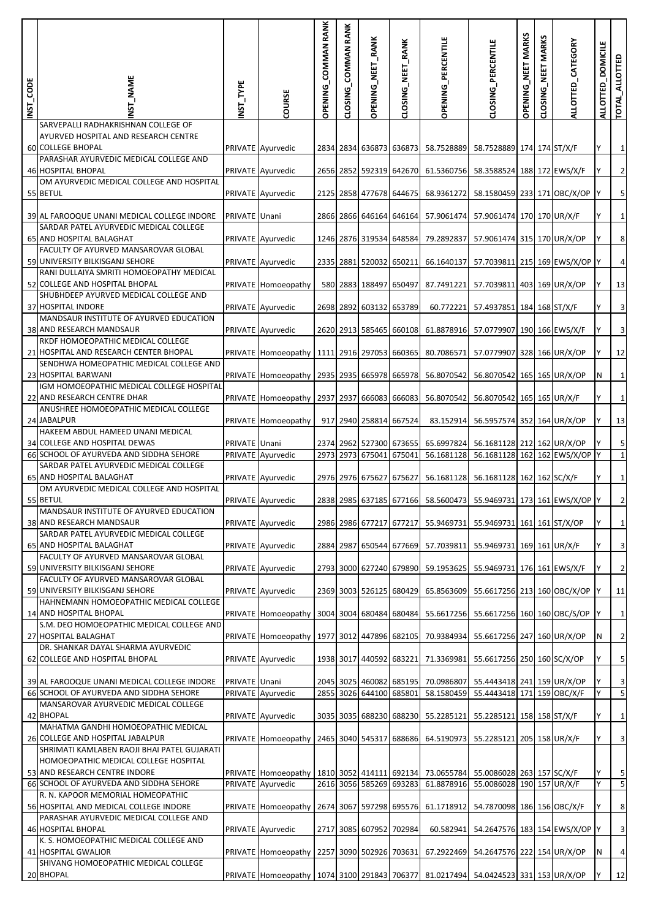| INST_CODE | INST_NAME | INST_TYPE | COURSE | OPENING_COMMAN RANK | CLOSING_COMMAN RANK | OPENING_NEET_RANK | CLOSING_NEET_RANK | OPENING_PERCENTILE | CLOSING_PERCENTILE | OPENING_NEET MARKS | CLOSING_NEET MARKS | ALLOTTED_CATEGORY | ALLOTTED_DOMICILE | TOTAL_ALLOTTED |
|---|---|---|---|---|---|---|---|---|---|---|---|---|---|---|
| 60 | SARVEPALLI RADHAKRISHNAN COLLEGE OF AYURVED HOSPITAL AND RESEARCH CENTRE COLLEGE BHOPAL | PRIVATE | Ayurvedic | 2834 | 2834 | 636873 | 636873 | 58.7528889 | 58.7528889 | 174 | 174 | ST/X/F | Y | 1 |
| 46 | PARASHAR AYURVEDIC MEDICAL COLLEGE AND HOSPITAL BHOPAL | PRIVATE | Ayurvedic | 2656 | 2852 | 592319 | 642670 | 61.5360756 | 58.3588524 | 188 | 172 | EWS/X/F | Y | 2 |
| 55 | OM AYURVEDIC MEDICAL COLLEGE AND HOSPITAL BETUL | PRIVATE | Ayurvedic | 2125 | 2858 | 477678 | 644675 | 68.9361272 | 58.1580459 | 233 | 171 | OBC/X/OP | Y | 5 |
| 39 | AL FAROOQUE UNANI MEDICAL COLLEGE INDORE | PRIVATE | Unani | 2866 | 2866 | 646164 | 646164 | 57.9061474 | 57.9061474 | 170 | 170 | UR/X/F | Y | 1 |
| 65 | SARDAR PATEL AYURVEDIC MEDICAL COLLEGE AND HOSPITAL BALAGHAT | PRIVATE | Ayurvedic | 1246 | 2876 | 319534 | 648584 | 79.2892837 | 57.9061474 | 315 | 170 | UR/X/OP | Y | 8 |
| 59 | FACULTY OF AYURVED MANSAROVAR GLOBAL UNIVERSITY BILKISGANJ SEHORE | PRIVATE | Ayurvedic | 2335 | 2881 | 520032 | 650211 | 66.1640137 | 57.7039811 | 215 | 169 | EWS/X/OP | Y | 4 |
| 52 | RANI DULLAIYA SMRITI HOMOEOPATHY MEDICAL COLLEGE AND HOSPITAL BHOPAL | PRIVATE | Homoeopathy | 580 | 2883 | 188497 | 650497 | 87.7491221 | 57.7039811 | 403 | 169 | UR/X/OP | Y | 13 |
| 37 | SHUBHDEEP AYURVED MEDICAL COLLEGE AND HOSPITAL INDORE | PRIVATE | Ayurvedic | 2698 | 2892 | 603132 | 653789 | 60.772221 | 57.4937851 | 184 | 168 | ST/X/F | Y | 3 |
| 38 | MANDSAUR INSTITUTE OF AYURVED EDUCATION AND RESEARCH MANDSAUR | PRIVATE | Ayurvedic | 2620 | 2913 | 585465 | 660108 | 61.8878916 | 57.0779907 | 190 | 166 | EWS/X/F | Y | 3 |
| 21 | RKDF HOMOEOPATHIC MEDICAL COLLEGE HOSPITAL AND RESEARCH CENTER BHOPAL | PRIVATE | Homoeopathy | 1111 | 2916 | 297053 | 660365 | 80.7086571 | 57.0779907 | 328 | 166 | UR/X/OP | Y | 12 |
| 23 | SENDHWA HOMEOPATHIC MEDICAL COLLEGE AND HOSPITAL BARWANI | PRIVATE | Homoeopathy | 2935 | 2935 | 665978 | 665978 | 56.8070542 | 56.8070542 | 165 | 165 | UR/X/OP | N | 1 |
| 22 | IGM HOMOEOPATHIC MEDICAL COLLEGE HOSPITAL AND RESEARCH CENTRE DHAR | PRIVATE | Homoeopathy | 2937 | 2937 | 666083 | 666083 | 56.8070542 | 56.8070542 | 165 | 165 | UR/X/F | Y | 1 |
| 24 | ANUSHREE HOMOEOPATHIC MEDICAL COLLEGE JABALPUR | PRIVATE | Homoeopathy | 917 | 2940 | 258814 | 667524 | 83.152914 | 56.5957574 | 352 | 164 | UR/X/OP | Y | 13 |
| 34 | HAKEEM ABDUL HAMEED UNANI MEDICAL COLLEGE AND HOSPITAL DEWAS | PRIVATE | Unani | 2374 | 2962 | 527300 | 673655 | 65.6997824 | 56.1681128 | 212 | 162 | UR/X/OP | Y | 5 |
| 66 | SCHOOL OF AYURVEDA AND SIDDHA SEHORE | PRIVATE | Ayurvedic | 2973 | 2973 | 675041 | 675041 | 56.1681128 | 56.1681128 | 162 | 162 | EWS/X/OP | Y | 1 |
| 65 | SARDAR PATEL AYURVEDIC MEDICAL COLLEGE AND HOSPITAL BALAGHAT | PRIVATE | Ayurvedic | 2976 | 2976 | 675627 | 675627 | 56.1681128 | 56.1681128 | 162 | 162 | SC/X/F | Y | 1 |
| 55 | OM AYURVEDIC MEDICAL COLLEGE AND HOSPITAL BETUL | PRIVATE | Ayurvedic | 2838 | 2985 | 637185 | 677166 | 58.5600473 | 55.9469731 | 173 | 161 | EWS/X/OP | Y | 2 |
| 38 | MANDSAUR INSTITUTE OF AYURVED EDUCATION AND RESEARCH MANDSAUR | PRIVATE | Ayurvedic | 2986 | 2986 | 677217 | 677217 | 55.9469731 | 55.9469731 | 161 | 161 | ST/X/OP | Y | 1 |
| 65 | SARDAR PATEL AYURVEDIC MEDICAL COLLEGE AND HOSPITAL BALAGHAT | PRIVATE | Ayurvedic | 2884 | 2987 | 650544 | 677669 | 57.7039811 | 55.9469731 | 169 | 161 | UR/X/F | Y | 3 |
| 59 | FACULTY OF AYURVED MANSAROVAR GLOBAL UNIVERSITY BILKISGANJ SEHORE | PRIVATE | Ayurvedic | 2793 | 3000 | 627240 | 679890 | 59.1953625 | 55.9469731 | 176 | 161 | EWS/X/F | Y | 2 |
| 59 | FACULTY OF AYURVED MANSAROVAR GLOBAL UNIVERSITY BILKISGANJ SEHORE | PRIVATE | Ayurvedic | 2369 | 3003 | 526125 | 680429 | 65.8563609 | 55.6617256 | 213 | 160 | OBC/X/OP | Y | 11 |
| 14 | HAHNEMANN HOMOEOPATHIC MEDICAL COLLEGE AND HOSPITAL BHOPAL | PRIVATE | Homoeopathy | 3004 | 3004 | 680484 | 680484 | 55.6617256 | 55.6617256 | 160 | 160 | OBC/S/OP | Y | 1 |
| 27 | S.M. DEO HOMOEOPATHIC MEDICAL COLLEGE AND HOSPITAL BALAGHAT | PRIVATE | Homoeopathy | 1977 | 3012 | 447896 | 682105 | 70.9384934 | 55.6617256 | 247 | 160 | UR/X/OP | N | 2 |
| 62 | DR. SHANKAR DAYAL SHARMA AYURVEDIC COLLEGE AND HOSPITAL BHOPAL | PRIVATE | Ayurvedic | 1938 | 3017 | 440592 | 683221 | 71.3369981 | 55.6617256 | 250 | 160 | SC/X/OP | Y | 5 |
| 39 | AL FAROOQUE UNANI MEDICAL COLLEGE INDORE | PRIVATE | Unani | 2045 | 3025 | 460082 | 685195 | 70.0986807 | 55.4443418 | 241 | 159 | UR/X/OP | Y | 3 |
| 66 | SCHOOL OF AYURVEDA AND SIDDHA SEHORE | PRIVATE | Ayurvedic | 2855 | 3026 | 644100 | 685801 | 58.1580459 | 55.4443418 | 171 | 159 | OBC/X/F | Y | 5 |
| 42 | MANSAROVAR AYURVEDIC MEDICAL COLLEGE BHOPAL | PRIVATE | Ayurvedic | 3035 | 3035 | 688230 | 688230 | 55.2285121 | 55.2285121 | 158 | 158 | ST/X/F | Y | 1 |
| 26 | MAHATMA GANDHI HOMOEOPATHIC MEDICAL COLLEGE AND HOSPITAL JABALPUR | PRIVATE | Homoeopathy | 2465 | 3040 | 545317 | 688686 | 64.5190973 | 55.2285121 | 205 | 158 | UR/X/F | Y | 3 |
| 53 | SHRIMATI KAMLABEN RAOJI BHAI PATEL GUJARATI HOMOEOPATHIC MEDICAL COLLEGE HOSPITAL AND RESEARCH CENTRE INDORE | PRIVATE | Homoeopathy | 1810 | 3052 | 414111 | 692134 | 73.0655784 | 55.0086028 | 263 | 157 | SC/X/F | Y | 5 |
| 66 | SCHOOL OF AYURVEDA AND SIDDHA SEHORE | PRIVATE | Ayurvedic | 2616 | 3056 | 585269 | 693283 | 61.8878916 | 55.0086028 | 190 | 157 | UR/X/F | Y | 5 |
| 56 | R. N. KAPOOR MEMORIAL HOMEOPATHIC HOSPITAL AND MEDICAL COLLEGE INDORE | PRIVATE | Homoeopathy | 2674 | 3067 | 597298 | 695576 | 61.1718912 | 54.7870098 | 186 | 156 | OBC/X/F | Y | 8 |
| 46 | PARASHAR AYURVEDIC MEDICAL COLLEGE AND HOSPITAL BHOPAL | PRIVATE | Ayurvedic | 2717 | 3085 | 607952 | 702984 | 60.582941 | 54.2647576 | 183 | 154 | EWS/X/OP | Y | 3 |
| 41 | K. S. HOMOEOPATHIC MEDICAL COLLEGE AND HOSPITAL GWALIOR | PRIVATE | Homoeopathy | 2257 | 3090 | 502926 | 703631 | 67.2922469 | 54.2647576 | 222 | 154 | UR/X/OP | N | 4 |
| 20 | SHIVANG HOMOEOPATHIC MEDICAL COLLEGE BHOPAL | PRIVATE | Homoeopathy | 1074 | 3100 | 291843 | 706377 | 81.0217494 | 54.0424523 | 331 | 153 | UR/X/OP | Y | 12 |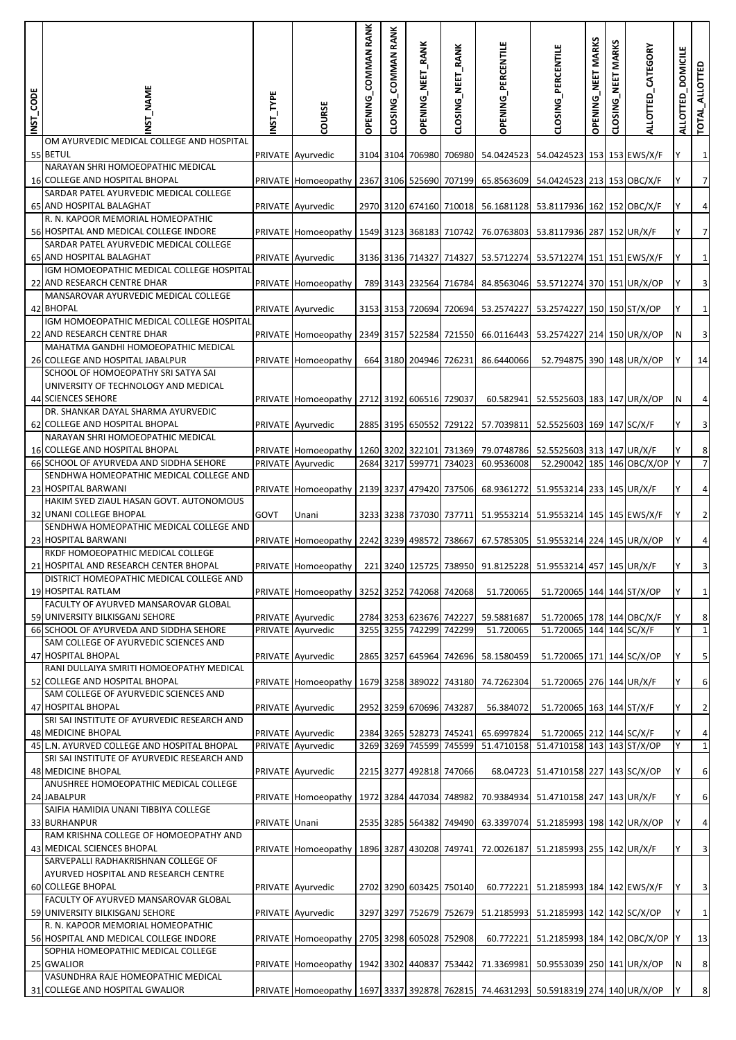| INST_CODE | INST_NAME | INST_TYPE | COURSE | OPENING_COMMAN RANK | CLOSING_COMMAN RANK | OPENING_NEET_RANK | CLOSING_NEET_RANK | OPENING_PERCENTILE | CLOSING_PERCENTILE | OPENING_NEET MARKS | CLOSING_NEET MARKS | ALLOTTED_CATEGORY | ALLOTTED_DOMICILE | TOTAL_ALLOTTED |
|---|---|---|---|---|---|---|---|---|---|---|---|---|---|---|
| 55 | OM AYURVEDIC MEDICAL COLLEGE AND HOSPITAL BETUL | PRIVATE | Ayurvedic | 3104 | 3104 | 706980 | 706980 | 54.0424523 | 54.0424523 | 153 | 153 | EWS/X/F | Y | 1 |
| 16 | NARAYAN SHRI HOMOEOPATHIC MEDICAL COLLEGE AND HOSPITAL BHOPAL | PRIVATE | Homoeopathy | 2367 | 3106 | 525690 | 707199 | 65.8563609 | 54.0424523 | 213 | 153 | OBC/X/F | Y | 7 |
| 65 | SARDAR PATEL AYURVEDIC MEDICAL COLLEGE AND HOSPITAL BALAGHAT | PRIVATE | Ayurvedic | 2970 | 3120 | 674160 | 710018 | 56.1681128 | 53.8117936 | 162 | 152 | OBC/X/F | Y | 4 |
| 56 | R. N. KAPOOR MEMORIAL HOMEOPATHIC HOSPITAL AND MEDICAL COLLEGE INDORE | PRIVATE | Homoeopathy | 1549 | 3123 | 368183 | 710742 | 76.0763803 | 53.8117936 | 287 | 152 | UR/X/F | Y | 7 |
| 65 | SARDAR PATEL AYURVEDIC MEDICAL COLLEGE AND HOSPITAL BALAGHAT | PRIVATE | Ayurvedic | 3136 | 3136 | 714327 | 714327 | 53.5712274 | 53.5712274 | 151 | 151 | EWS/X/F | Y | 1 |
| 22 | IGM HOMOEOPATHIC MEDICAL COLLEGE HOSPITAL AND RESEARCH CENTRE DHAR | PRIVATE | Homoeopathy | 789 | 3143 | 232564 | 716784 | 84.8563046 | 53.5712274 | 370 | 151 | UR/X/OP | Y | 3 |
| 42 | MANSAROVAR AYURVEDIC MEDICAL COLLEGE BHOPAL | PRIVATE | Ayurvedic | 3153 | 3153 | 720694 | 720694 | 53.2574227 | 53.2574227 | 150 | 150 | ST/X/OP | Y | 1 |
| 22 | IGM HOMOEOPATHIC MEDICAL COLLEGE HOSPITAL AND RESEARCH CENTRE DHAR | PRIVATE | Homoeopathy | 2349 | 3157 | 522584 | 721550 | 66.0116443 | 53.2574227 | 214 | 150 | UR/X/OP | N | 3 |
| 26 | MAHATMA GANDHI HOMOEOPATHIC MEDICAL COLLEGE AND HOSPITAL JABALPUR | PRIVATE | Homoeopathy | 664 | 3180 | 204946 | 726231 | 86.6440066 | 52.794875 | 390 | 148 | UR/X/OP | Y | 14 |
| 44 | SCHOOL OF HOMOEOPATHY SRI SATYA SAI UNIVERSITY OF TECHNOLOGY AND MEDICAL SCIENCES SEHORE | PRIVATE | Homoeopathy | 2712 | 3192 | 606516 | 729037 | 60.582941 | 52.5525603 | 183 | 147 | UR/X/OP | N | 4 |
| 62 | DR. SHANKAR DAYAL SHARMA AYURVEDIC COLLEGE AND HOSPITAL BHOPAL | PRIVATE | Ayurvedic | 2885 | 3195 | 650552 | 729122 | 57.7039811 | 52.5525603 | 169 | 147 | SC/X/F | Y | 3 |
| 16 | NARAYAN SHRI HOMOEOPATHIC MEDICAL COLLEGE AND HOSPITAL BHOPAL | PRIVATE | Homoeopathy | 1260 | 3202 | 322101 | 731369 | 79.0748786 | 52.5525603 | 313 | 147 | UR/X/F | Y | 8 |
| 66 | SCHOOL OF AYURVEDA AND SIDDHA SEHORE | PRIVATE | Ayurvedic | 2684 | 3217 | 599771 | 734023 | 60.9536008 | 52.290042 | 185 | 146 | OBC/X/OP | Y | 7 |
| 23 | SENDHWA HOMEOPATHIC MEDICAL COLLEGE AND HOSPITAL BARWANI | PRIVATE | Homoeopathy | 2139 | 3237 | 479420 | 737506 | 68.9361272 | 51.9553214 | 233 | 145 | UR/X/F | Y | 4 |
| 32 | HAKIM SYED ZIAUL HASAN GOVT. AUTONOMOUS UNANI COLLEGE BHOPAL | GOVT | Unani | 3233 | 3238 | 737030 | 737711 | 51.9553214 | 51.9553214 | 145 | 145 | EWS/X/F | Y | 2 |
| 23 | SENDHWA HOMEOPATHIC MEDICAL COLLEGE AND HOSPITAL BARWANI | PRIVATE | Homoeopathy | 2242 | 3239 | 498572 | 738667 | 67.5785305 | 51.9553214 | 224 | 145 | UR/X/OP | Y | 4 |
| 21 | RKDF HOMOEOPATHIC MEDICAL COLLEGE HOSPITAL AND RESEARCH CENTER BHOPAL | PRIVATE | Homoeopathy | 221 | 3240 | 125725 | 738950 | 91.8125228 | 51.9553214 | 457 | 145 | UR/X/F | Y | 3 |
| 19 | DISTRICT HOMEOPATHIC MEDICAL COLLEGE AND HOSPITAL RATLAM | PRIVATE | Homoeopathy | 3252 | 3252 | 742068 | 742068 | 51.720065 | 51.720065 | 144 | 144 | ST/X/OP | Y | 1 |
| 59 | FACULTY OF AYURVED MANSAROVAR GLOBAL UNIVERSITY BILKISGANJ SEHORE | PRIVATE | Ayurvedic | 2784 | 3253 | 623676 | 742227 | 59.5881687 | 51.720065 | 178 | 144 | OBC/X/F | Y | 8 |
| 66 | SCHOOL OF AYURVEDA AND SIDDHA SEHORE | PRIVATE | Ayurvedic | 3255 | 3255 | 742299 | 742299 | 51.720065 | 51.720065 | 144 | 144 | SC/X/F | Y | 1 |
| 47 | SAM COLLEGE OF AYURVEDIC SCIENCES AND HOSPITAL BHOPAL | PRIVATE | Ayurvedic | 2865 | 3257 | 645964 | 742696 | 58.1580459 | 51.720065 | 171 | 144 | SC/X/OP | Y | 5 |
| 52 | RANI DULLAIYA SMRITI HOMOEOPATHY MEDICAL COLLEGE AND HOSPITAL BHOPAL | PRIVATE | Homoeopathy | 1679 | 3258 | 389022 | 743180 | 74.7262304 | 51.720065 | 276 | 144 | UR/X/F | Y | 6 |
| 47 | SAM COLLEGE OF AYURVEDIC SCIENCES AND HOSPITAL BHOPAL | PRIVATE | Ayurvedic | 2952 | 3259 | 670696 | 743287 | 56.384072 | 51.720065 | 163 | 144 | ST/X/F | Y | 2 |
| 48 | SRI SAI INSTITUTE OF AYURVEDIC RESEARCH AND MEDICINE BHOPAL | PRIVATE | Ayurvedic | 2384 | 3265 | 528273 | 745241 | 65.6997824 | 51.720065 | 212 | 144 | SC/X/F | Y | 4 |
| 45 | L.N. AYURVED COLLEGE AND HOSPITAL BHOPAL | PRIVATE | Ayurvedic | 3269 | 3269 | 745599 | 745599 | 51.4710158 | 51.4710158 | 143 | 143 | ST/X/OP | Y | 1 |
| 48 | SRI SAI INSTITUTE OF AYURVEDIC RESEARCH AND MEDICINE BHOPAL | PRIVATE | Ayurvedic | 2215 | 3277 | 492818 | 747066 | 68.04723 | 51.4710158 | 227 | 143 | SC/X/OP | Y | 6 |
| 24 | ANUSHREE HOMOEOPATHIC MEDICAL COLLEGE JABALPUR | PRIVATE | Homoeopathy | 1972 | 3284 | 447034 | 748982 | 70.9384934 | 51.4710158 | 247 | 143 | UR/X/F | Y | 6 |
| 33 | SAIFIA HAMIDIA UNANI TIBBIYA COLLEGE BURHANPUR | PRIVATE | Unani | 2535 | 3285 | 564382 | 749490 | 63.3397074 | 51.2185993 | 198 | 142 | UR/X/OP | Y | 4 |
| 43 | RAM KRISHNA COLLEGE OF HOMOEOPATHY AND MEDICAL SCIENCES BHOPAL | PRIVATE | Homoeopathy | 1896 | 3287 | 430208 | 749741 | 72.0026187 | 51.2185993 | 255 | 142 | UR/X/F | Y | 3 |
| 60 | SARVEPALLI RADHAKRISHNAN COLLEGE OF AYURVED HOSPITAL AND RESEARCH CENTRE COLLEGE BHOPAL | PRIVATE | Ayurvedic | 2702 | 3290 | 603425 | 750140 | 60.772221 | 51.2185993 | 184 | 142 | EWS/X/F | Y | 3 |
| 59 | FACULTY OF AYURVED MANSAROVAR GLOBAL UNIVERSITY BILKISGANJ SEHORE | PRIVATE | Ayurvedic | 3297 | 3297 | 752679 | 752679 | 51.2185993 | 51.2185993 | 142 | 142 | SC/X/OP | Y | 1 |
| 56 | R. N. KAPOOR MEMORIAL HOMEOPATHIC HOSPITAL AND MEDICAL COLLEGE INDORE | PRIVATE | Homoeopathy | 2705 | 3298 | 605028 | 752908 | 60.772221 | 51.2185993 | 184 | 142 | OBC/X/OP | Y | 13 |
| 25 | SOPHIA HOMEOPATHIC MEDICAL COLLEGE GWALIOR | PRIVATE | Homoeopathy | 1942 | 3302 | 440837 | 753442 | 71.3369981 | 50.9553039 | 250 | 141 | UR/X/OP | N | 8 |
| 31 | VASUNDHRA RAJE HOMEOPATHIC MEDICAL COLLEGE AND HOSPITAL GWALIOR | PRIVATE | Homoeopathy | 1697 | 3337 | 392878 | 762815 | 74.4631293 | 50.5918319 | 274 | 140 | UR/X/OP | Y | 8 |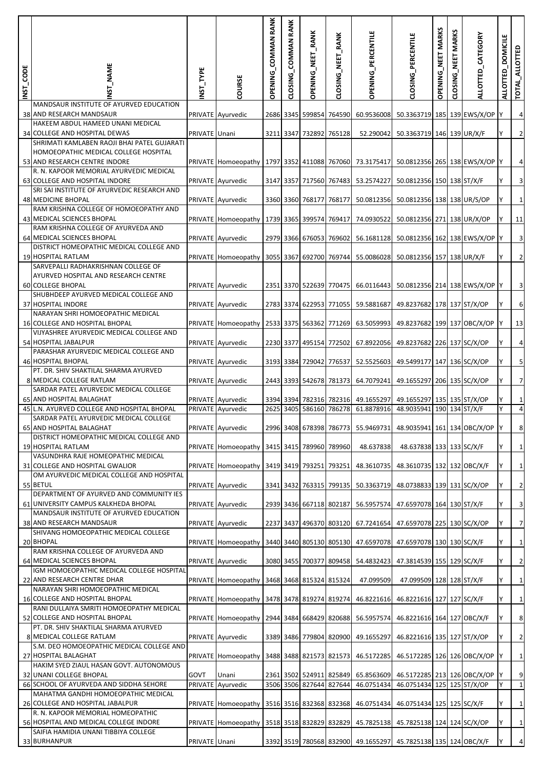| INST_CODE | INST_NAME | INST_TYPE | COURSE | OPENING_COMMAN RANK | CLOSING_COMMAN RANK | OPENING_NEET_RANK | CLOSING_NEET_RANK | OPENING_PERCENTILE | CLOSING_PERCENTILE | OPENING_NEET MARKS | CLOSING_NEET MARKS | ALLOTTED_CATEGORY | ALLOTTED_DOMICILE | TOTAL_ALLOTTED |
|---|---|---|---|---|---|---|---|---|---|---|---|---|---|---|
| 38 | MANDSAUR INSTITUTE OF AYURVED EDUCATION AND RESEARCH MANDSAUR | PRIVATE | Ayurvedic | 2686 | 3345 | 599854 | 764590 | 60.9536008 | 50.3363719 | 185 | 139 | EWS/X/OP | Y | 4 |
| 34 | HAKEEM ABDUL HAMEED UNANI MEDICAL COLLEGE AND HOSPITAL DEWAS | PRIVATE | Unani | 3211 | 3347 | 732892 | 765128 | 52.290042 | 50.3363719 | 146 | 139 | UR/X/F | Y | 2 |
| 53 | SHRIMATI KAMLABEN RAOJI BHAI PATEL GUJARATI HOMOEOPATHIC MEDICAL COLLEGE HOSPITAL AND RESEARCH CENTRE INDORE | PRIVATE | Homoeopathy | 1797 | 3352 | 411088 | 767060 | 73.3175417 | 50.0812356 | 265 | 138 | EWS/X/OP | Y | 4 |
| 63 | R. N. KAPOOR MEMORIAL AYURVEDIC MEDICAL COLLEGE AND HOSPITAL INDORE | PRIVATE | Ayurvedic | 3147 | 3357 | 717560 | 767483 | 53.2574227 | 50.0812356 | 150 | 138 | ST/X/F | Y | 3 |
| 48 | SRI SAI INSTITUTE OF AYURVEDIC RESEARCH AND MEDICINE BHOPAL | PRIVATE | Ayurvedic | 3360 | 3360 | 768177 | 768177 | 50.0812356 | 50.0812356 | 138 | 138 | UR/S/OP | Y | 1 |
| 43 | RAM KRISHNA COLLEGE OF HOMOEOPATHY AND MEDICAL SCIENCES BHOPAL | PRIVATE | Homoeopathy | 1739 | 3365 | 399574 | 769417 | 74.0930522 | 50.0812356 | 271 | 138 | UR/X/OP | Y | 11 |
| 64 | RAM KRISHNA COLLEGE OF AYURVEDA AND MEDICAL SCIENCES BHOPAL | PRIVATE | Ayurvedic | 2979 | 3366 | 676053 | 769602 | 56.1681128 | 50.0812356 | 162 | 138 | EWS/X/OP | Y | 3 |
| 19 | DISTRICT HOMEOPATHIC MEDICAL COLLEGE AND HOSPITAL RATLAM | PRIVATE | Homoeopathy | 3055 | 3367 | 692700 | 769744 | 55.0086028 | 50.0812356 | 157 | 138 | UR/X/F | Y | 2 |
| 60 | SARVEPALLI RADHAKRISHNAN COLLEGE OF AYURVED HOSPITAL AND RESEARCH CENTRE COLLEGE BHOPAL | PRIVATE | Ayurvedic | 2351 | 3370 | 522639 | 770475 | 66.0116443 | 50.0812356 | 214 | 138 | EWS/X/OP | Y | 3 |
| 37 | SHUBHDEEP AYURVED MEDICAL COLLEGE AND HOSPITAL INDORE | PRIVATE | Ayurvedic | 2783 | 3374 | 622953 | 771055 | 59.5881687 | 49.8237682 | 178 | 137 | ST/X/OP | Y | 6 |
| 16 | NARAYAN SHRI HOMOEOPATHIC MEDICAL COLLEGE AND HOSPITAL BHOPAL | PRIVATE | Homoeopathy | 2533 | 3375 | 563362 | 771269 | 63.5059993 | 49.8237682 | 199 | 137 | OBC/X/OP | Y | 13 |
| 54 | VIJYASHREE AYURVEDIC MEDICAL COLLEGE AND HOSPITAL JABALPUR | PRIVATE | Ayurvedic | 2230 | 3377 | 495154 | 772502 | 67.8922056 | 49.8237682 | 226 | 137 | SC/X/OP | Y | 4 |
| 46 | PARASHAR AYURVEDIC MEDICAL COLLEGE AND HOSPITAL BHOPAL | PRIVATE | Ayurvedic | 3193 | 3384 | 729042 | 776537 | 52.5525603 | 49.5499177 | 147 | 136 | SC/X/OP | Y | 5 |
| 8 | PT. DR. SHIV SHAKTILAL SHARMA AYURVED MEDICAL COLLEGE RATLAM | PRIVATE | Ayurvedic | 2443 | 3393 | 542678 | 781373 | 64.7079241 | 49.1655297 | 206 | 135 | SC/X/OP | Y | 7 |
| 65 | SARDAR PATEL AYURVEDIC MEDICAL COLLEGE AND HOSPITAL BALAGHAT | PRIVATE | Ayurvedic | 3394 | 3394 | 782316 | 782316 | 49.1655297 | 49.1655297 | 135 | 135 | ST/X/OP | Y | 1 |
| 45 | L.N. AYURVED COLLEGE AND HOSPITAL BHOPAL | PRIVATE | Ayurvedic | 2625 | 3405 | 586160 | 786278 | 61.8878916 | 48.9035941 | 190 | 134 | ST/X/F | Y | 4 |
| 65 | SARDAR PATEL AYURVEDIC MEDICAL COLLEGE AND HOSPITAL BALAGHAT | PRIVATE | Ayurvedic | 2996 | 3408 | 678398 | 786773 | 55.9469731 | 48.9035941 | 161 | 134 | OBC/X/OP | Y | 8 |
| 19 | DISTRICT HOMEOPATHIC MEDICAL COLLEGE AND HOSPITAL RATLAM | PRIVATE | Homoeopathy | 3415 | 3415 | 789960 | 789960 | 48.637838 | 48.637838 | 133 | 133 | SC/X/F | Y | 1 |
| 31 | VASUNDHRA RAJE HOMEOPATHIC MEDICAL COLLEGE AND HOSPITAL GWALIOR | PRIVATE | Homoeopathy | 3419 | 3419 | 793251 | 793251 | 48.3610735 | 48.3610735 | 132 | 132 | OBC/X/F | Y | 1 |
| 55 | OM AYURVEDIC MEDICAL COLLEGE AND HOSPITAL BETUL | PRIVATE | Ayurvedic | 3341 | 3432 | 763315 | 799135 | 50.3363719 | 48.0738833 | 139 | 131 | SC/X/OP | Y | 2 |
| 61 | DEPARTMENT OF AYURVED AND COMMUNITY IES UNIVERSITY CAMPUS KALKHEDA BHOPAL | PRIVATE | Ayurvedic | 2939 | 3436 | 667118 | 802187 | 56.5957574 | 47.6597078 | 164 | 130 | ST/X/F | Y | 3 |
| 38 | MANDSAUR INSTITUTE OF AYURVED EDUCATION AND RESEARCH MANDSAUR | PRIVATE | Ayurvedic | 2237 | 3437 | 496370 | 803120 | 67.7241654 | 47.6597078 | 225 | 130 | SC/X/OP | Y | 7 |
| 20 | SHIVANG HOMOEOPATHIC MEDICAL COLLEGE BHOPAL | PRIVATE | Homoeopathy | 3440 | 3440 | 805130 | 805130 | 47.6597078 | 47.6597078 | 130 | 130 | SC/X/F | Y | 1 |
| 64 | RAM KRISHNA COLLEGE OF AYURVEDA AND MEDICAL SCIENCES BHOPAL | PRIVATE | Ayurvedic | 3080 | 3455 | 700377 | 809458 | 54.4832423 | 47.3814539 | 155 | 129 | SC/X/F | Y | 2 |
| 22 | IGM HOMOEOPATHIC MEDICAL COLLEGE HOSPITAL AND RESEARCH CENTRE DHAR | PRIVATE | Homoeopathy | 3468 | 3468 | 815324 | 815324 | 47.099509 | 47.099509 | 128 | 128 | ST/X/F | Y | 1 |
| 16 | NARAYAN SHRI HOMOEOPATHIC MEDICAL COLLEGE AND HOSPITAL BHOPAL | PRIVATE | Homoeopathy | 3478 | 3478 | 819274 | 819274 | 46.8221616 | 46.8221616 | 127 | 127 | SC/X/F | Y | 1 |
| 52 | RANI DULLAIYA SMRITI HOMOEOPATHY MEDICAL COLLEGE AND HOSPITAL BHOPAL | PRIVATE | Homoeopathy | 2944 | 3484 | 668429 | 820688 | 56.5957574 | 46.8221616 | 164 | 127 | OBC/X/F | Y | 8 |
| 8 | PT. DR. SHIV SHAKTILAL SHARMA AYURVED MEDICAL COLLEGE RATLAM | PRIVATE | Ayurvedic | 3389 | 3486 | 779804 | 820900 | 49.1655297 | 46.8221616 | 135 | 127 | ST/X/OP | Y | 2 |
| 27 | S.M. DEO HOMOEOPATHIC MEDICAL COLLEGE AND HOSPITAL BALAGHAT | PRIVATE | Homoeopathy | 3488 | 3488 | 821573 | 821573 | 46.5172285 | 46.5172285 | 126 | 126 | OBC/X/OP | Y | 1 |
| 32 | HAKIM SYED ZIAUL HASAN GOVT. AUTONOMOUS UNANI COLLEGE BHOPAL | GOVT | Unani | 2361 | 3502 | 524911 | 825849 | 65.8563609 | 46.5172285 | 213 | 126 | OBC/X/OP | Y | 9 |
| 66 | SCHOOL OF AYURVEDA AND SIDDHA SEHORE | PRIVATE | Ayurvedic | 3506 | 3506 | 827644 | 827644 | 46.0751434 | 46.0751434 | 125 | 125 | ST/X/OP | Y | 1 |
| 26 | MAHATMA GANDHI HOMOEOPATHIC MEDICAL COLLEGE AND HOSPITAL JABALPUR | PRIVATE | Homoeopathy | 3516 | 3516 | 832368 | 832368 | 46.0751434 | 46.0751434 | 125 | 125 | SC/X/F | Y | 1 |
| 56 | R. N. KAPOOR MEMORIAL HOMEOPATHIC HOSPITAL AND MEDICAL COLLEGE INDORE | PRIVATE | Homoeopathy | 3518 | 3518 | 832829 | 832829 | 45.7825138 | 45.7825138 | 124 | 124 | SC/X/OP | Y | 1 |
| 33 | SAIFIA HAMIDIA UNANI TIBBIYA COLLEGE BURHANPUR | PRIVATE | Unani | 3392 | 3519 | 780568 | 832900 | 49.1655297 | 45.7825138 | 135 | 124 | OBC/X/F | Y | 4 |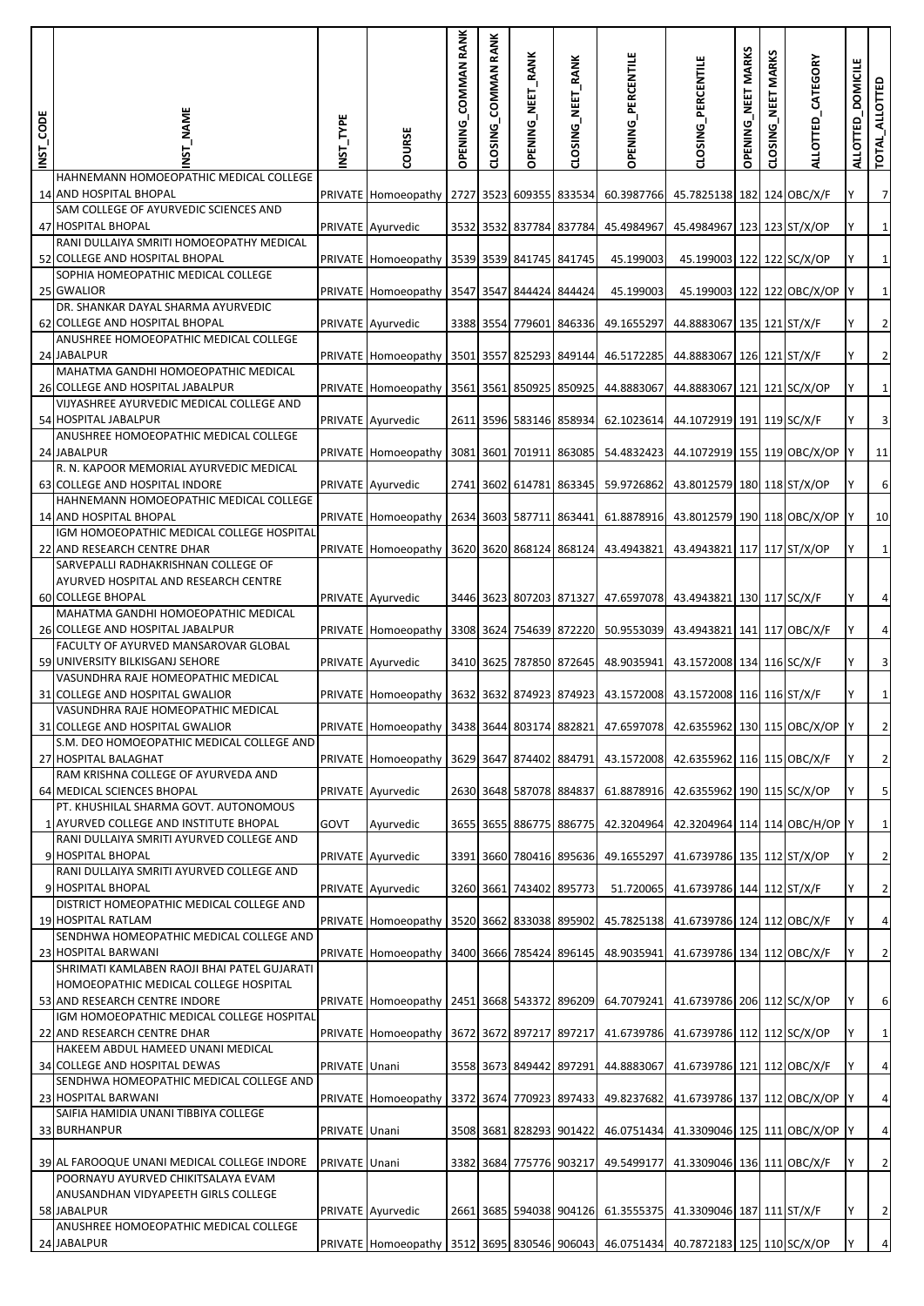| INST_CODE | INST_NAME | INST_TYPE | COURSE | OPENING_COMMAN RANK | CLOSING_COMMAN RANK | OPENING_NEET_RANK | CLOSING_NEET_RANK | OPENING_PERCENTILE | CLOSING_PERCENTILE | OPENING_NEET MARKS | CLOSING_NEET MARKS | ALLOTTED_CATEGORY | ALLOTTED_DOMICILE | TOTAL_ALLOTTED |
|---|---|---|---|---|---|---|---|---|---|---|---|---|---|---|
| 14 | HAHNEMANN HOMOEOPATHIC MEDICAL COLLEGE AND HOSPITAL BHOPAL | PRIVATE | Homoeopathy | 2727 | 3523 | 609355 | 833534 | 60.3987766 | 45.7825138 | 182 | 124 | OBC/X/F | Y | 7 |
| 47 | SAM COLLEGE OF AYURVEDIC SCIENCES AND HOSPITAL BHOPAL | PRIVATE | Ayurvedic | 3532 | 3532 | 837784 | 837784 | 45.4984967 | 45.4984967 | 123 | 123 | ST/X/OP | Y | 1 |
| 52 | RANI DULLAIYA SMRITI HOMOEOPATHY MEDICAL COLLEGE AND HOSPITAL BHOPAL | PRIVATE | Homoeopathy | 3539 | 3539 | 841745 | 841745 | 45.199003 | 45.199003 | 122 | 122 | SC/X/OP | Y | 1 |
| 25 | SOPHIA HOMEOPATHIC MEDICAL COLLEGE GWALIOR | PRIVATE | Homoeopathy | 3547 | 3547 | 844424 | 844424 | 45.199003 | 45.199003 | 122 | 122 | OBC/X/OP | Y | 1 |
| 62 | DR. SHANKAR DAYAL SHARMA AYURVEDIC COLLEGE AND HOSPITAL BHOPAL | PRIVATE | Ayurvedic | 3388 | 3554 | 779601 | 846336 | 49.1655297 | 44.8883067 | 135 | 121 | ST/X/F | Y | 2 |
| 24 | ANUSHREE HOMOEOPATHIC MEDICAL COLLEGE JABALPUR | PRIVATE | Homoeopathy | 3501 | 3557 | 825293 | 849144 | 46.5172285 | 44.8883067 | 126 | 121 | ST/X/F | Y | 2 |
| 26 | MAHATMA GANDHI HOMOEOPATHIC MEDICAL COLLEGE AND HOSPITAL JABALPUR | PRIVATE | Homoeopathy | 3561 | 3561 | 850925 | 850925 | 44.8883067 | 44.8883067 | 121 | 121 | SC/X/OP | Y | 1 |
| 54 | VIJYASHREE AYURVEDIC MEDICAL COLLEGE AND HOSPITAL JABALPUR | PRIVATE | Ayurvedic | 2611 | 3596 | 583146 | 858934 | 62.1023614 | 44.1072919 | 191 | 119 | SC/X/F | Y | 3 |
| 24 | ANUSHREE HOMOEOPATHIC MEDICAL COLLEGE JABALPUR | PRIVATE | Homoeopathy | 3081 | 3601 | 701911 | 863085 | 54.4832423 | 44.1072919 | 155 | 119 | OBC/X/OP | Y | 11 |
| 63 | R. N. KAPOOR MEMORIAL AYURVEDIC MEDICAL COLLEGE AND HOSPITAL INDORE | PRIVATE | Ayurvedic | 2741 | 3602 | 614781 | 863345 | 59.9726862 | 43.8012579 | 180 | 118 | ST/X/OP | Y | 6 |
| 14 | HAHNEMANN HOMOEOPATHIC MEDICAL COLLEGE AND HOSPITAL BHOPAL | PRIVATE | Homoeopathy | 2634 | 3603 | 587711 | 863441 | 61.8878916 | 43.8012579 | 190 | 118 | OBC/X/OP | Y | 10 |
| 22 | IGM HOMOEOPATHIC MEDICAL COLLEGE HOSPITAL AND RESEARCH CENTRE DHAR | PRIVATE | Homoeopathy | 3620 | 3620 | 868124 | 868124 | 43.4943821 | 43.4943821 | 117 | 117 | ST/X/OP | Y | 1 |
| 60 | SARVEPALLI RADHAKRISHNAN COLLEGE OF AYURVED HOSPITAL AND RESEARCH CENTRE COLLEGE BHOPAL | PRIVATE | Ayurvedic | 3446 | 3623 | 807203 | 871327 | 47.6597078 | 43.4943821 | 130 | 117 | SC/X/F | Y | 4 |
| 26 | MAHATMA GANDHI HOMOEOPATHIC MEDICAL COLLEGE AND HOSPITAL JABALPUR | PRIVATE | Homoeopathy | 3308 | 3624 | 754639 | 872220 | 50.9553039 | 43.4943821 | 141 | 117 | OBC/X/F | Y | 4 |
| 59 | FACULTY OF AYURVED MANSAROVAR GLOBAL UNIVERSITY BILKISGANJ SEHORE | PRIVATE | Ayurvedic | 3410 | 3625 | 787850 | 872645 | 48.9035941 | 43.1572008 | 134 | 116 | SC/X/F | Y | 3 |
| 31 | VASUNDHRA RAJE HOMEOPATHIC MEDICAL COLLEGE AND HOSPITAL GWALIOR | PRIVATE | Homoeopathy | 3632 | 3632 | 874923 | 874923 | 43.1572008 | 43.1572008 | 116 | 116 | ST/X/F | Y | 1 |
| 31 | VASUNDHRA RAJE HOMEOPATHIC MEDICAL COLLEGE AND HOSPITAL GWALIOR | PRIVATE | Homoeopathy | 3438 | 3644 | 803174 | 882821 | 47.6597078 | 42.6355962 | 130 | 115 | OBC/X/OP | Y | 2 |
| 27 | S.M. DEO HOMOEOPATHIC MEDICAL COLLEGE AND HOSPITAL BALAGHAT | PRIVATE | Homoeopathy | 3629 | 3647 | 874402 | 884791 | 43.1572008 | 42.6355962 | 116 | 115 | OBC/X/F | Y | 2 |
| 64 | RAM KRISHNA COLLEGE OF AYURVEDA AND MEDICAL SCIENCES BHOPAL | PRIVATE | Ayurvedic | 2630 | 3648 | 587078 | 884837 | 61.8878916 | 42.6355962 | 190 | 115 | SC/X/OP | Y | 5 |
| 1 | PT. KHUSHILAL SHARMA GOVT. AUTONOMOUS AYURVED COLLEGE AND INSTITUTE BHOPAL | GOVT | Ayurvedic | 3655 | 3655 | 886775 | 886775 | 42.3204964 | 42.3204964 | 114 | 114 | OBC/H/OP | Y | 1 |
| 9 | RANI DULLAIYA SMRITI AYURVED COLLEGE AND HOSPITAL BHOPAL | PRIVATE | Ayurvedic | 3391 | 3660 | 780416 | 895636 | 49.1655297 | 41.6739786 | 135 | 112 | ST/X/OP | Y | 2 |
| 9 | RANI DULLAIYA SMRITI AYURVED COLLEGE AND HOSPITAL BHOPAL | PRIVATE | Ayurvedic | 3260 | 3661 | 743402 | 895773 | 51.720065 | 41.6739786 | 144 | 112 | ST/X/F | Y | 2 |
| 19 | DISTRICT HOMEOPATHIC MEDICAL COLLEGE AND HOSPITAL RATLAM | PRIVATE | Homoeopathy | 3520 | 3662 | 833038 | 895902 | 45.7825138 | 41.6739786 | 124 | 112 | OBC/X/F | Y | 4 |
| 23 | SENDHWA HOMEOPATHIC MEDICAL COLLEGE AND HOSPITAL BARWANI | PRIVATE | Homoeopathy | 3400 | 3666 | 785424 | 896145 | 48.9035941 | 41.6739786 | 134 | 112 | OBC/X/F | Y | 2 |
| 53 | SHRIMATI KAMLABEN RAOJI BHAI PATEL GUJARATI HOMOEOPATHIC MEDICAL COLLEGE HOSPITAL AND RESEARCH CENTRE INDORE | PRIVATE | Homoeopathy | 2451 | 3668 | 543372 | 896209 | 64.7079241 | 41.6739786 | 206 | 112 | SC/X/OP | Y | 6 |
| 22 | IGM HOMOEOPATHIC MEDICAL COLLEGE HOSPITAL AND RESEARCH CENTRE DHAR | PRIVATE | Homoeopathy | 3672 | 3672 | 897217 | 897217 | 41.6739786 | 41.6739786 | 112 | 112 | SC/X/OP | Y | 1 |
| 34 | HAKEEM ABDUL HAMEED UNANI MEDICAL COLLEGE AND HOSPITAL DEWAS | PRIVATE | Unani | 3558 | 3673 | 849442 | 897291 | 44.8883067 | 41.6739786 | 121 | 112 | OBC/X/F | Y | 4 |
| 23 | SENDHWA HOMEOPATHIC MEDICAL COLLEGE AND HOSPITAL BARWANI | PRIVATE | Homoeopathy | 3372 | 3674 | 770923 | 897433 | 49.8237682 | 41.6739786 | 137 | 112 | OBC/X/OP | Y | 4 |
| 33 | SAIFIA HAMIDIA UNANI TIBBIYA COLLEGE BURHANPUR | PRIVATE | Unani | 3508 | 3681 | 828293 | 901422 | 46.0751434 | 41.3309046 | 125 | 111 | OBC/X/OP | Y | 4 |
| 39 | AL FAROOQUE UNANI MEDICAL COLLEGE INDORE | PRIVATE | Unani | 3382 | 3684 | 775776 | 903217 | 49.5499177 | 41.3309046 | 136 | 111 | OBC/X/F | Y | 2 |
| 58 | POORNAYU AYURVED CHIKITSALAYA EVAM ANUSANDHAN VIDYAPEETH GIRLS COLLEGE JABALPUR | PRIVATE | Ayurvedic | 2661 | 3685 | 594038 | 904126 | 61.3555375 | 41.3309046 | 187 | 111 | ST/X/F | Y | 2 |
| 24 | ANUSHREE HOMOEOPATHIC MEDICAL COLLEGE JABALPUR | PRIVATE | Homoeopathy | 3512 | 3695 | 830546 | 906043 | 46.0751434 | 40.7872183 | 125 | 110 | SC/X/OP | Y | 4 |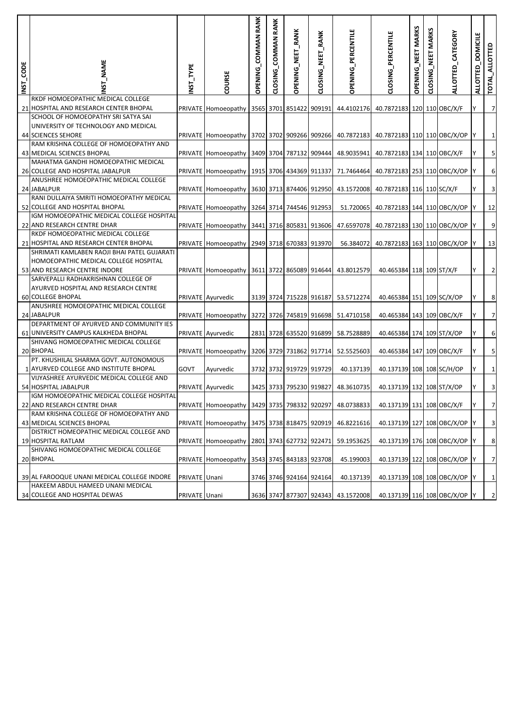| INST_CODE | INST_NAME | INST_TYPE | COURSE | OPENING_COMMAN RANK | CLOSING_COMMAN RANK | OPENING_NEET_RANK | CLOSING_NEET_RANK | OPENING_PERCENTILE | CLOSING_PERCENTILE | OPENING_NEET MARKS | CLOSING_NEET MARKS | ALLOTTED_CATEGORY | ALLOTTED_DOMICILE | TOTAL_ALLOTTED |
|---|---|---|---|---|---|---|---|---|---|---|---|---|---|---|
| 21 | RKDF HOMOEOPATHIC MEDICAL COLLEGE HOSPITAL AND RESEARCH CENTER BHOPAL | PRIVATE | Homoeopathy | 3565 | 3701 | 851422 | 909191 | 44.4102176 | 40.7872183 | 120 | 110 | OBC/X/F | Y | 7 |
| 44 | SCHOOL OF HOMOEOPATHY SRI SATYA SAI UNIVERSITY OF TECHNOLOGY AND MEDICAL SCIENCES SEHORE | PRIVATE | Homoeopathy | 3702 | 3702 | 909266 | 909266 | 40.7872183 | 40.7872183 | 110 | 110 | OBC/X/OP | Y | 1 |
| 43 | RAM KRISHNA COLLEGE OF HOMOEOPATHY AND MEDICAL SCIENCES BHOPAL | PRIVATE | Homoeopathy | 3409 | 3704 | 787132 | 909444 | 48.9035941 | 40.7872183 | 134 | 110 | OBC/X/F | Y | 5 |
| 26 | MAHATMA GANDHI HOMOEOPATHIC MEDICAL COLLEGE AND HOSPITAL JABALPUR | PRIVATE | Homoeopathy | 1915 | 3706 | 434369 | 911337 | 71.7464464 | 40.7872183 | 253 | 110 | OBC/X/OP | Y | 6 |
| 24 | ANUSHREE HOMOEOPATHIC MEDICAL COLLEGE JABALPUR | PRIVATE | Homoeopathy | 3630 | 3713 | 874406 | 912950 | 43.1572008 | 40.7872183 | 116 | 110 | SC/X/F | Y | 3 |
| 52 | RANI DULLAIYA SMRITI HOMOEOPATHY MEDICAL COLLEGE AND HOSPITAL BHOPAL | PRIVATE | Homoeopathy | 3264 | 3714 | 744546 | 912953 | 51.720065 | 40.7872183 | 144 | 110 | OBC/X/OP | Y | 12 |
| 22 | IGM HOMOEOPATHIC MEDICAL COLLEGE HOSPITAL AND RESEARCH CENTRE DHAR | PRIVATE | Homoeopathy | 3441 | 3716 | 805831 | 913606 | 47.6597078 | 40.7872183 | 130 | 110 | OBC/X/OP | Y | 9 |
| 21 | RKDF HOMOEOPATHIC MEDICAL COLLEGE HOSPITAL AND RESEARCH CENTER BHOPAL | PRIVATE | Homoeopathy | 2949 | 3718 | 670383 | 913970 | 56.384072 | 40.7872183 | 163 | 110 | OBC/X/OP | Y | 13 |
| 53 | SHRIMATI KAMLABEN RAOJI BHAI PATEL GUJARATI HOMOEOPATHIC MEDICAL COLLEGE HOSPITAL AND RESEARCH CENTRE INDORE | PRIVATE | Homoeopathy | 3611 | 3722 | 865089 | 914644 | 43.8012579 | 40.465384 | 118 | 109 | ST/X/F | Y | 2 |
| 60 | SARVEPALLI RADHAKRISHNAN COLLEGE OF AYURVED HOSPITAL AND RESEARCH CENTRE COLLEGE BHOPAL | PRIVATE | Ayurvedic | 3139 | 3724 | 715228 | 916187 | 53.5712274 | 40.465384 | 151 | 109 | SC/X/OP | Y | 8 |
| 24 | ANUSHREE HOMOEOPATHIC MEDICAL COLLEGE JABALPUR | PRIVATE | Homoeopathy | 3272 | 3726 | 745819 | 916698 | 51.4710158 | 40.465384 | 143 | 109 | OBC/X/F | Y | 7 |
| 61 | DEPARTMENT OF AYURVED AND COMMUNITY IES UNIVERSITY CAMPUS KALKHEDA BHOPAL | PRIVATE | Ayurvedic | 2831 | 3728 | 635520 | 916899 | 58.7528889 | 40.465384 | 174 | 109 | ST/X/OP | Y | 6 |
| 20 | SHIVANG HOMOEOPATHIC MEDICAL COLLEGE BHOPAL | PRIVATE | Homoeopathy | 3206 | 3729 | 731862 | 917714 | 52.5525603 | 40.465384 | 147 | 109 | OBC/X/F | Y | 5 |
| 1 | PT. KHUSHILAL SHARMA GOVT. AUTONOMOUS AYURVED COLLEGE AND INSTITUTE BHOPAL | GOVT | Ayurvedic | 3732 | 3732 | 919729 | 919729 | 40.137139 | 40.137139 | 108 | 108 | SC/H/OP | Y | 1 |
| 54 | VIJYASHREE AYURVEDIC MEDICAL COLLEGE AND HOSPITAL JABALPUR | PRIVATE | Ayurvedic | 3425 | 3733 | 795230 | 919827 | 48.3610735 | 40.137139 | 132 | 108 | ST/X/OP | Y | 3 |
| 22 | IGM HOMOEOPATHIC MEDICAL COLLEGE HOSPITAL AND RESEARCH CENTRE DHAR | PRIVATE | Homoeopathy | 3429 | 3735 | 798332 | 920297 | 48.0738833 | 40.137139 | 131 | 108 | OBC/X/F | Y | 7 |
| 43 | RAM KRISHNA COLLEGE OF HOMOEOPATHY AND MEDICAL SCIENCES BHOPAL | PRIVATE | Homoeopathy | 3475 | 3738 | 818475 | 920919 | 46.8221616 | 40.137139 | 127 | 108 | OBC/X/OP | Y | 3 |
| 19 | DISTRICT HOMEOPATHIC MEDICAL COLLEGE AND HOSPITAL RATLAM | PRIVATE | Homoeopathy | 2801 | 3743 | 627732 | 922471 | 59.1953625 | 40.137139 | 176 | 108 | OBC/X/OP | Y | 8 |
| 20 | SHIVANG HOMOEOPATHIC MEDICAL COLLEGE BHOPAL | PRIVATE | Homoeopathy | 3543 | 3745 | 843183 | 923708 | 45.199003 | 40.137139 | 122 | 108 | OBC/X/OP | Y | 7 |
| 39 | AL FAROOQUE UNANI MEDICAL COLLEGE INDORE | PRIVATE | Unani | 3746 | 3746 | 924164 | 924164 | 40.137139 | 40.137139 | 108 | 108 | OBC/X/OP | Y | 1 |
| 34 | HAKEEM ABDUL HAMEED UNANI MEDICAL COLLEGE AND HOSPITAL DEWAS | PRIVATE | Unani | 3636 | 3747 | 877307 | 924343 | 43.1572008 | 40.137139 | 116 | 108 | OBC/X/OP | Y | 2 |